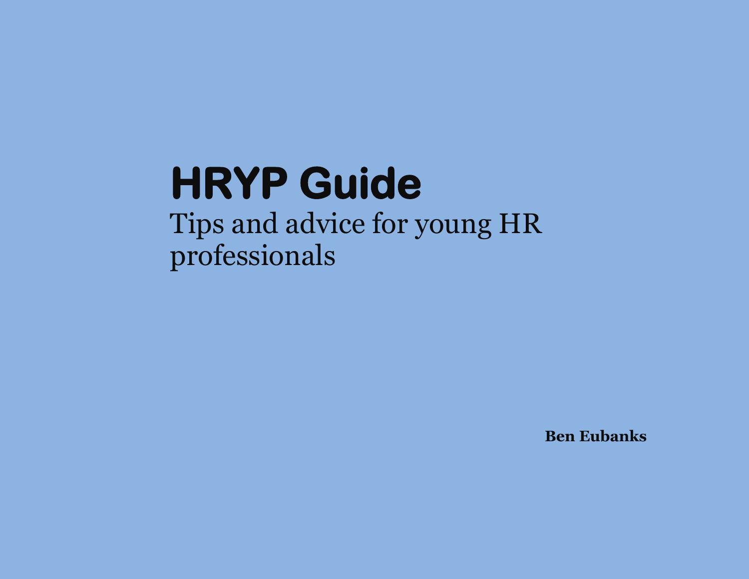# HRYP Guide

Tips and advice for young HR professionals

**Ben Eubanks**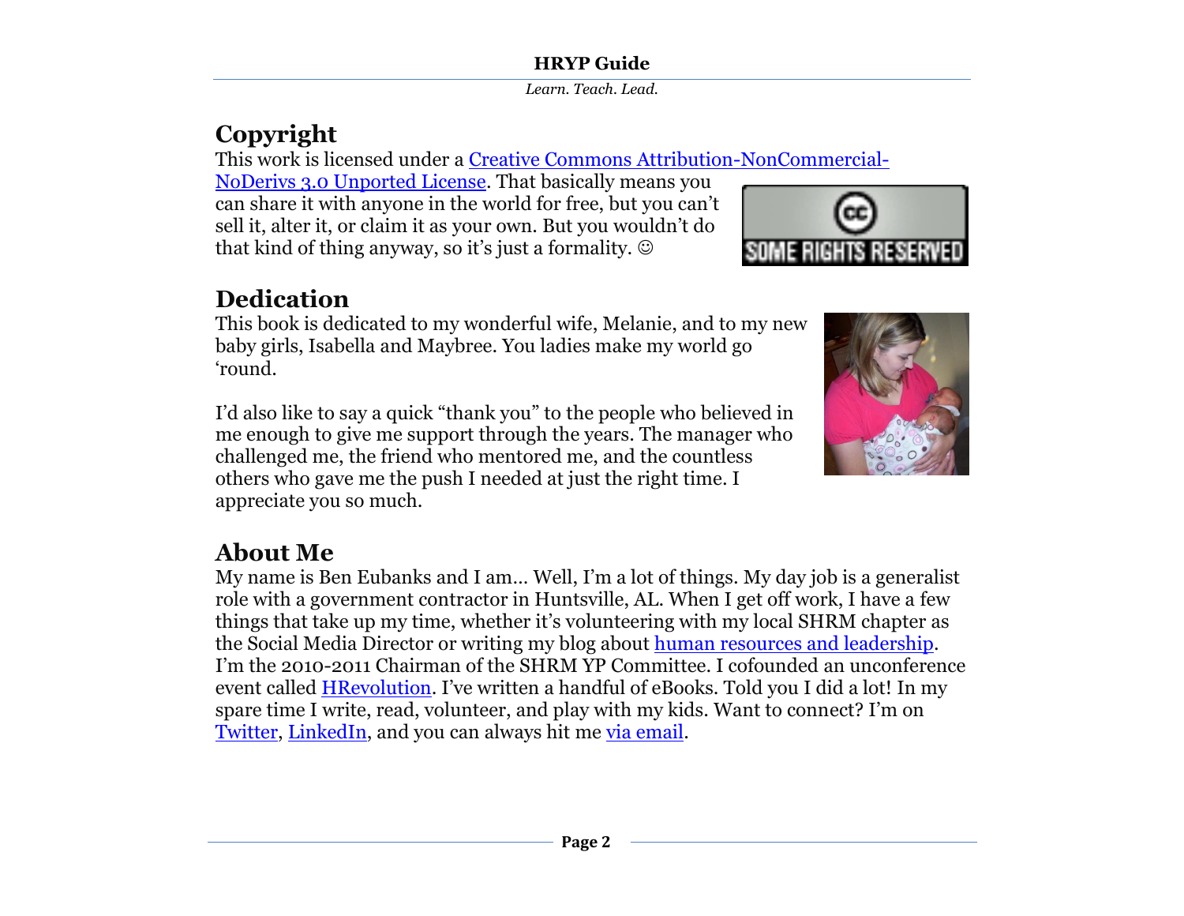## Copyright

This work is licensed under a Creative Commons Attribution-NonCommercial-NoDerivs 3.0 Unported License. That basically means you can share it with anyone in the world for free, but you can't sell it, alter it, or claim it as your own. But you wouldn't do that kind of thing anyway, so it's just a formality. ☺

## Dedication

This book is dedicated to my wonderful wife, Melanie, and to my new baby girls, Isabella and Maybree. You ladies make my world go 'round.

I'd also like to say a quick "thank you" to the people who believed in me enough to give me support through the years. The manager who challenged me, the friend who mentored me, and the countless others who gave me the push I needed at just the right time. I appreciate you so much.

## About Me

My name is Ben Eubanks and I am… Well, I'm a lot of things. My day job is a generalist role with a government contractor in Huntsville, AL. When I get off work, I have a few things that take up my time, whether it's volunteering with my local SHRM chapter as the Social Media Director or writing my blog about human resources and leadership. I'm the 2010-2011 Chairman of the SHRM YP Committee. I cofounded an unconference event called HRevolution. I've written a handful of eBooks. Told you I did a lot! In my spare time I write, read, volunteer, and play with my kids. Want to connect? I'm on Twitter, LinkedIn, and you can always hit me via email.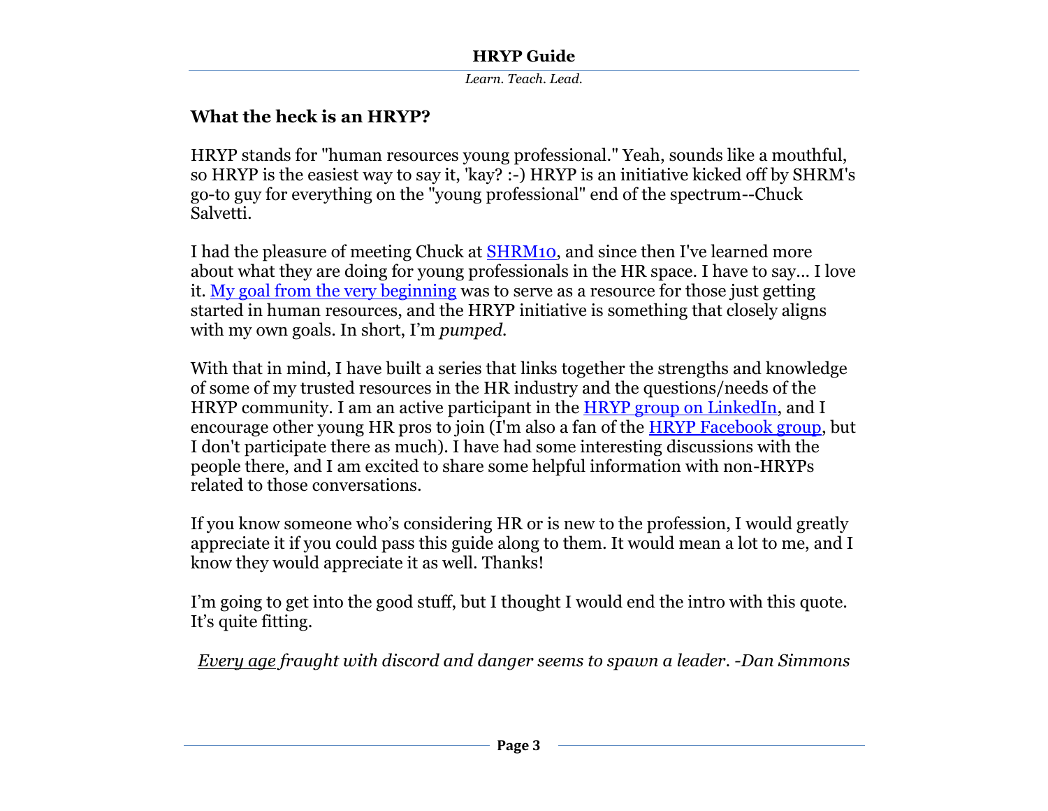## What the heck is an HRYP?

HRYP stands for "human resources young professional." Yeah, sounds like a mouthful, so HRYP is the easiest way to say it, 'kay? :-) HRYP is an initiative kicked off by SHRM's go-to guy for everything on the "young professional" end of the spectrum--Chuck Salvetti.

I had the pleasure of meeting Chuck at [SHRM10](), and since then I've learned more about what they are doing for young professionals in the HR space. I have to say… I love it. [My goal from the very beginning]() was to serve as a resource for those just getting started in human resources, and the HRYP initiative is something that closely aligns with my own goals. In short, I'm *pumped*.

With that in mind, I have built a series that links together the strengths and knowledge of some of my trusted resources in the HR industry and the questions/needs of the HRYP community. I am an active participant in the [HRYP group on LinkedIn](), and I encourage other young HR pros to join (I'm also a fan of the [HRYP Facebook group](), but I don't participate there as much). I have had some interesting discussions with the people there, and I am excited to share some helpful information with non-HRYPs related to those conversations.

If you know someone who's considering HR or is new to the profession, I would greatly appreciate it if you could pass this guide along to them. It would mean a lot to me, and I know they would appreciate it as well. Thanks!

I'm going to get into the good stuff, but I thought I would end the intro with this quote. It's quite fitting.

*Every age fraught with discord and danger seems to spawn a leader. -Dan Simmons*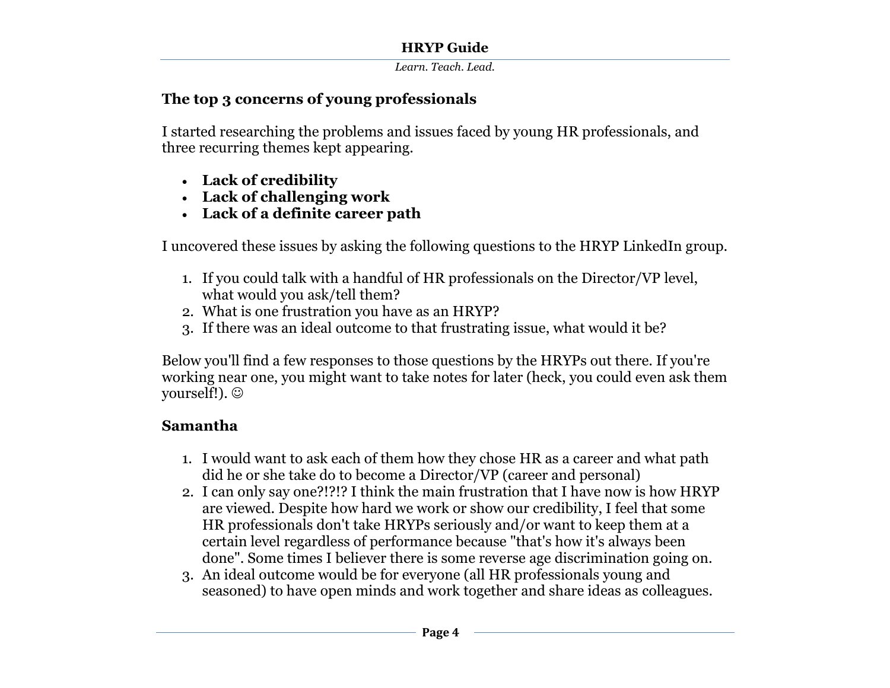## The top 3 concerns of young professionals

I started researching the problems and issues faced by young HR professionals, and three recurring themes kept appearing.

- **Lack of credibility**
- **Lack of challenging work**
- **Lack of a definite career path**

I uncovered these issues by asking the following questions to the HRYP LinkedIn group.

1. If you could talk with a handful of HR professionals on the Director/VP level, what would you ask/tell them?
2. What is one frustration you have as an HRYP?
3. If there was an ideal outcome to that frustrating issue, what would it be?

Below you'll find a few responses to those questions by the HRYPs out there. If you're working near one, you might want to take notes for later (heck, you could even ask them yourself!). ☺

### Samantha

1. I would want to ask each of them how they chose HR as a career and what path did he or she take do to become a Director/VP (career and personal)
2. I can only say one?!?!? I think the main frustration that I have now is how HRYP are viewed. Despite how hard we work or show our credibility, I feel that some HR professionals don't take HRYPs seriously and/or want to keep them at a certain level regardless of performance because "that's how it's always been done". Some times I believer there is some reverse age discrimination going on.
3. An ideal outcome would be for everyone (all HR professionals young and seasoned) to have open minds and work together and share ideas as colleagues.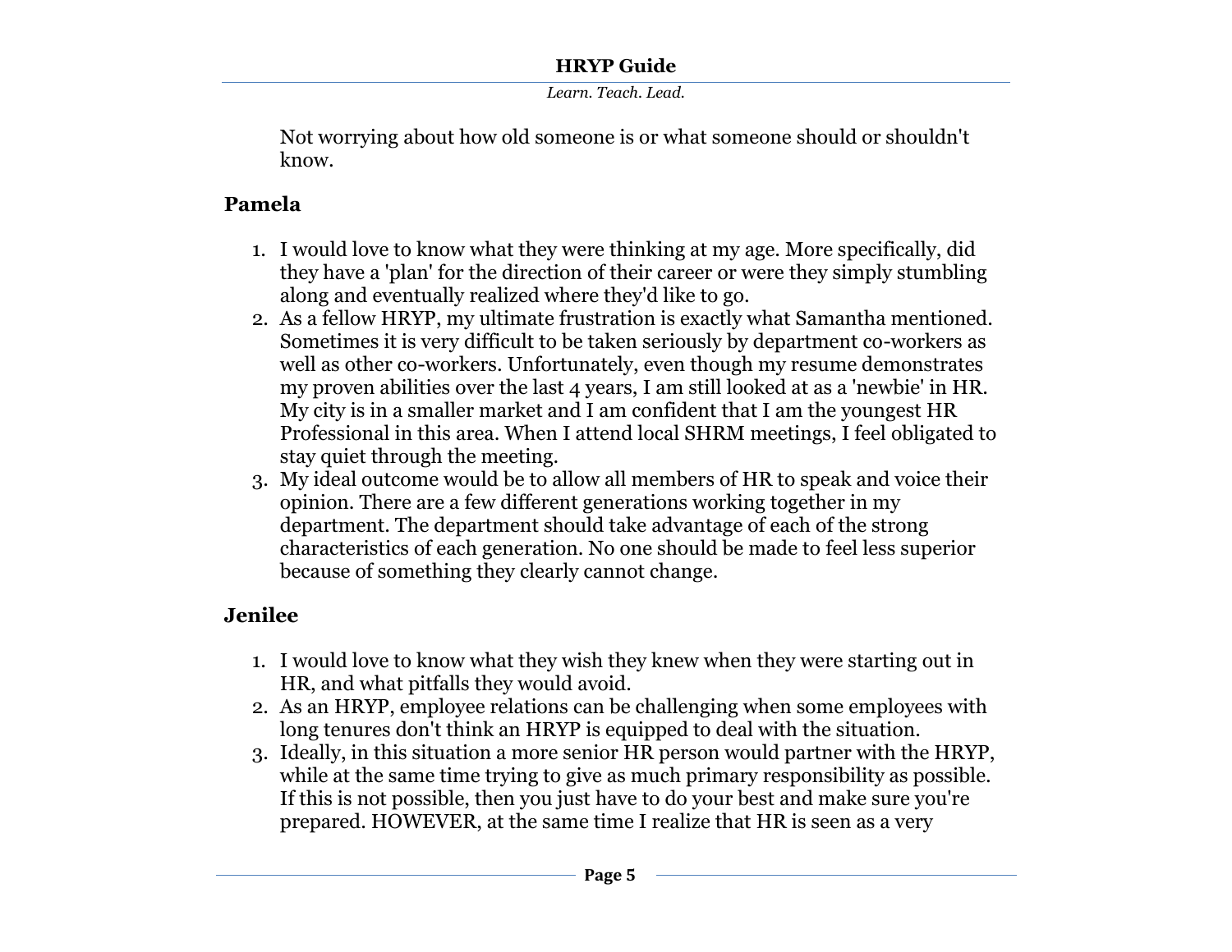Not worrying about how old someone is or what someone should or shouldn't know.

### Pamela

1. I would love to know what they were thinking at my age. More specifically, did they have a 'plan' for the direction of their career or were they simply stumbling along and eventually realized where they'd like to go.
2. As a fellow HRYP, my ultimate frustration is exactly what Samantha mentioned. Sometimes it is very difficult to be taken seriously by department co-workers as well as other co-workers. Unfortunately, even though my resume demonstrates my proven abilities over the last 4 years, I am still looked at as a 'newbie' in HR. My city is in a smaller market and I am confident that I am the youngest HR Professional in this area. When I attend local SHRM meetings, I feel obligated to stay quiet through the meeting.
3. My ideal outcome would be to allow all members of HR to speak and voice their opinion. There are a few different generations working together in my department. The department should take advantage of each of the strong characteristics of each generation. No one should be made to feel less superior because of something they clearly cannot change.

### Jenilee

1. I would love to know what they wish they knew when they were starting out in HR, and what pitfalls they would avoid.
2. As an HRYP, employee relations can be challenging when some employees with long tenures don't think an HRYP is equipped to deal with the situation.
3. Ideally, in this situation a more senior HR person would partner with the HRYP, while at the same time trying to give as much primary responsibility as possible. If this is not possible, then you just have to do your best and make sure you're prepared. HOWEVER, at the same time I realize that HR is seen as a very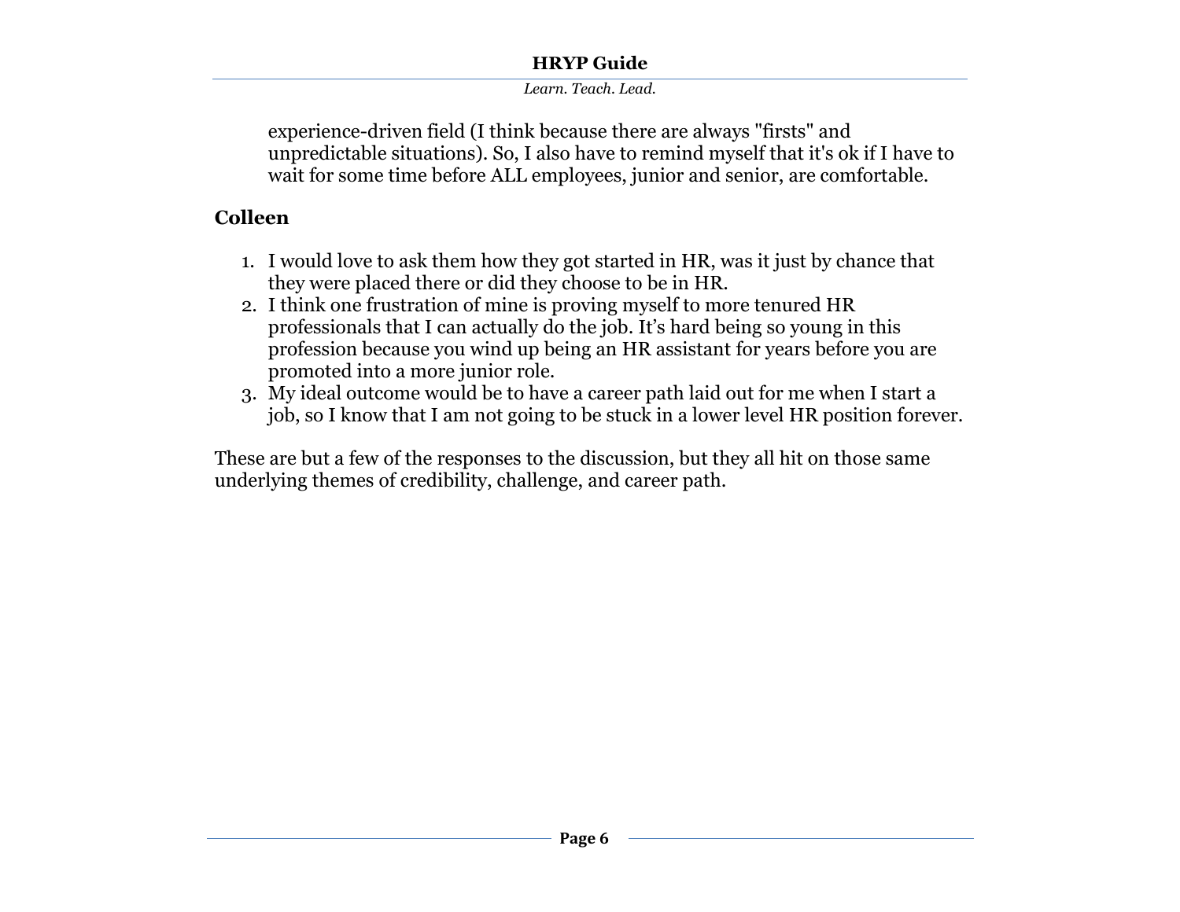experience-driven field (I think because there are always "firsts" and unpredictable situations). So, I also have to remind myself that it's ok if I have to wait for some time before ALL employees, junior and senior, are comfortable.

### Colleen

1. I would love to ask them how they got started in HR, was it just by chance that they were placed there or did they choose to be in HR.
2. I think one frustration of mine is proving myself to more tenured HR professionals that I can actually do the job. It's hard being so young in this profession because you wind up being an HR assistant for years before you are promoted into a more junior role.
3. My ideal outcome would be to have a career path laid out for me when I start a job, so I know that I am not going to be stuck in a lower level HR position forever.

These are but a few of the responses to the discussion, but they all hit on those same underlying themes of credibility, challenge, and career path.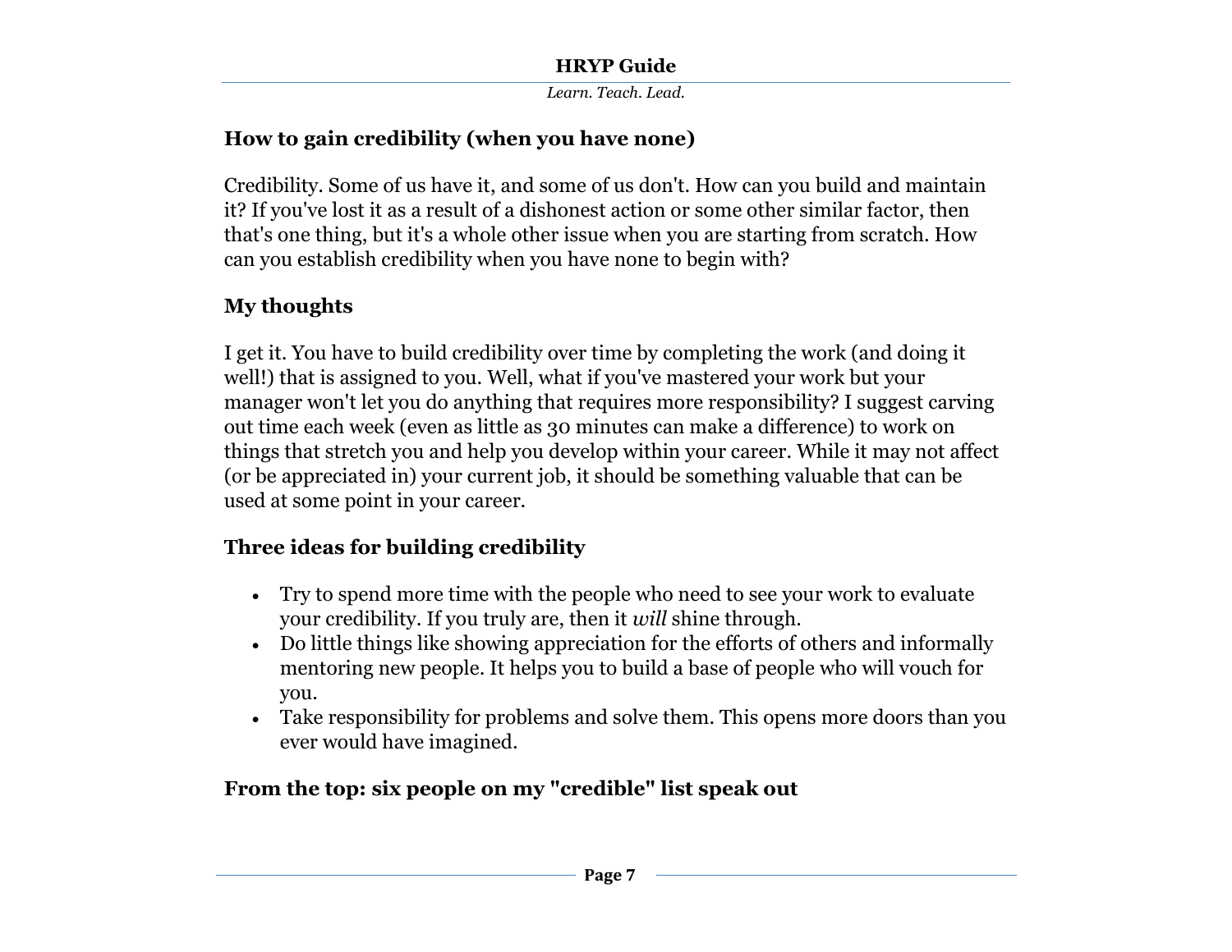## How to gain credibility (when you have none)

Credibility. Some of us have it, and some of us don't. How can you build and maintain it? If you've lost it as a result of a dishonest action or some other similar factor, then that's one thing, but it's a whole other issue when you are starting from scratch. How can you establish credibility when you have none to begin with?

## My thoughts

I get it. You have to build credibility over time by completing the work (and doing it well!) that is assigned to you. Well, what if you've mastered your work but your manager won't let you do anything that requires more responsibility? I suggest carving out time each week (even as little as 30 minutes can make a difference) to work on things that stretch you and help you develop within your career. While it may not affect (or be appreciated in) your current job, it should be something valuable that can be used at some point in your career.

## Three ideas for building credibility

- Try to spend more time with the people who need to see your work to evaluate your credibility. If you truly are, then it *will* shine through.
- Do little things like showing appreciation for the efforts of others and informally mentoring new people. It helps you to build a base of people who will vouch for you.
- Take responsibility for problems and solve them. This opens more doors than you ever would have imagined.

## From the top: six people on my "credible" list speak out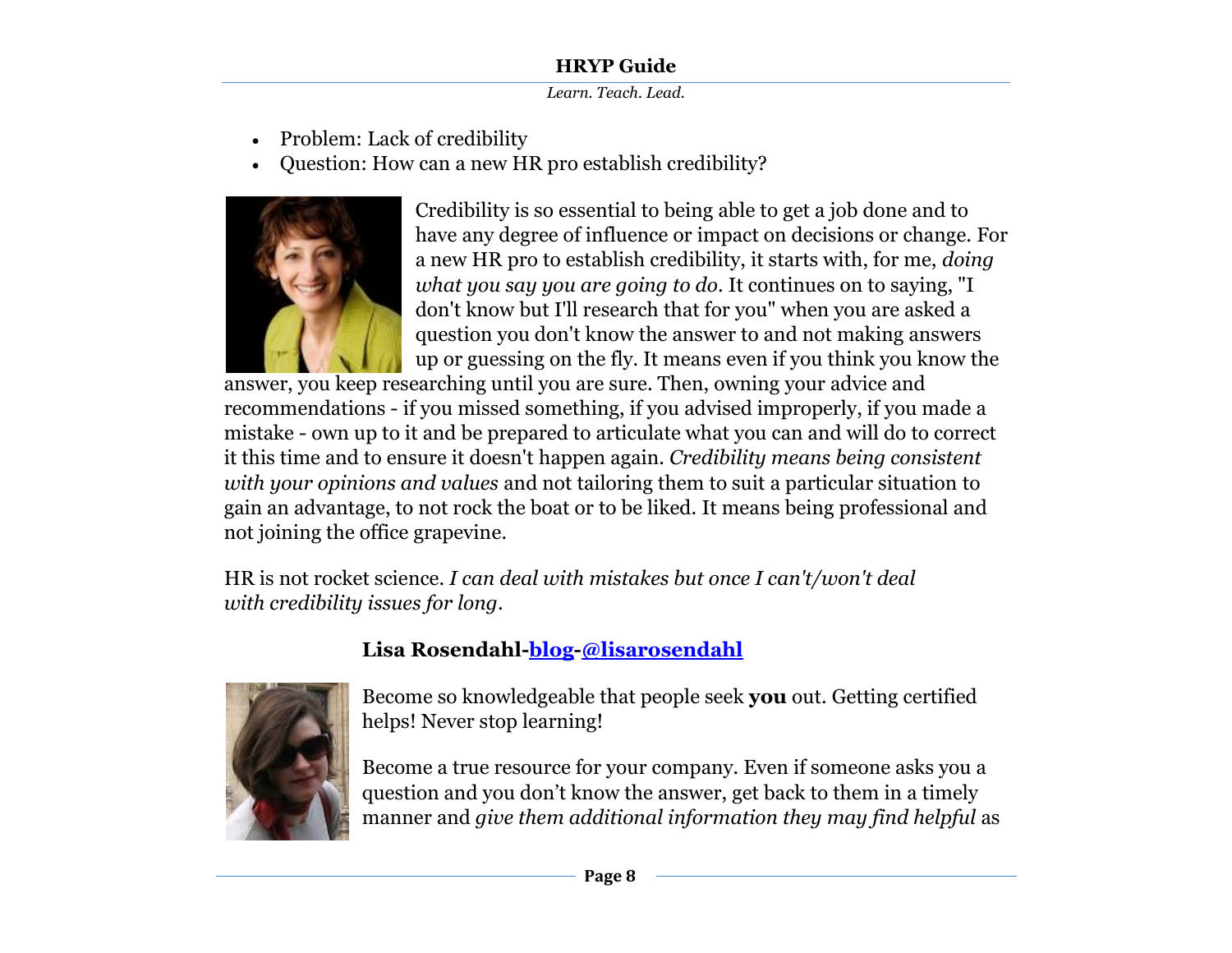- Problem: Lack of credibility
- Question: How can a new HR pro establish credibility?

Credibility is so essential to being able to get a job done and to have any degree of influence or impact on decisions or change. For a new HR pro to establish credibility, it starts with, for me, *doing what you say you are going to do*. It continues on to saying, "I don't know but I'll research that for you" when you are asked a question you don't know the answer to and not making answers up or guessing on the fly. It means even if you think you know the answer, you keep researching until you are sure. Then, owning your advice and recommendations - if you missed something, if you advised improperly, if you made a mistake - own up to it and be prepared to articulate what you can and will do to correct it this time and to ensure it doesn't happen again. *Credibility means being consistent with your opinions and values* and not tailoring them to suit a particular situation to gain an advantage, to not rock the boat or to be liked. It means being professional and not joining the office grapevine.

HR is not rocket science. *I can deal with mistakes but once I can't/won't deal with credibility issues for long*.

**Lisa Rosendahl-[blog](#)-[@lisarosendahl](#)**

Become so knowledgeable that people seek **you** out. Getting certified helps! Never stop learning!

Become a true resource for your company. Even if someone asks you a question and you don't know the answer, get back to them in a timely manner and *give them additional information they may find helpful* as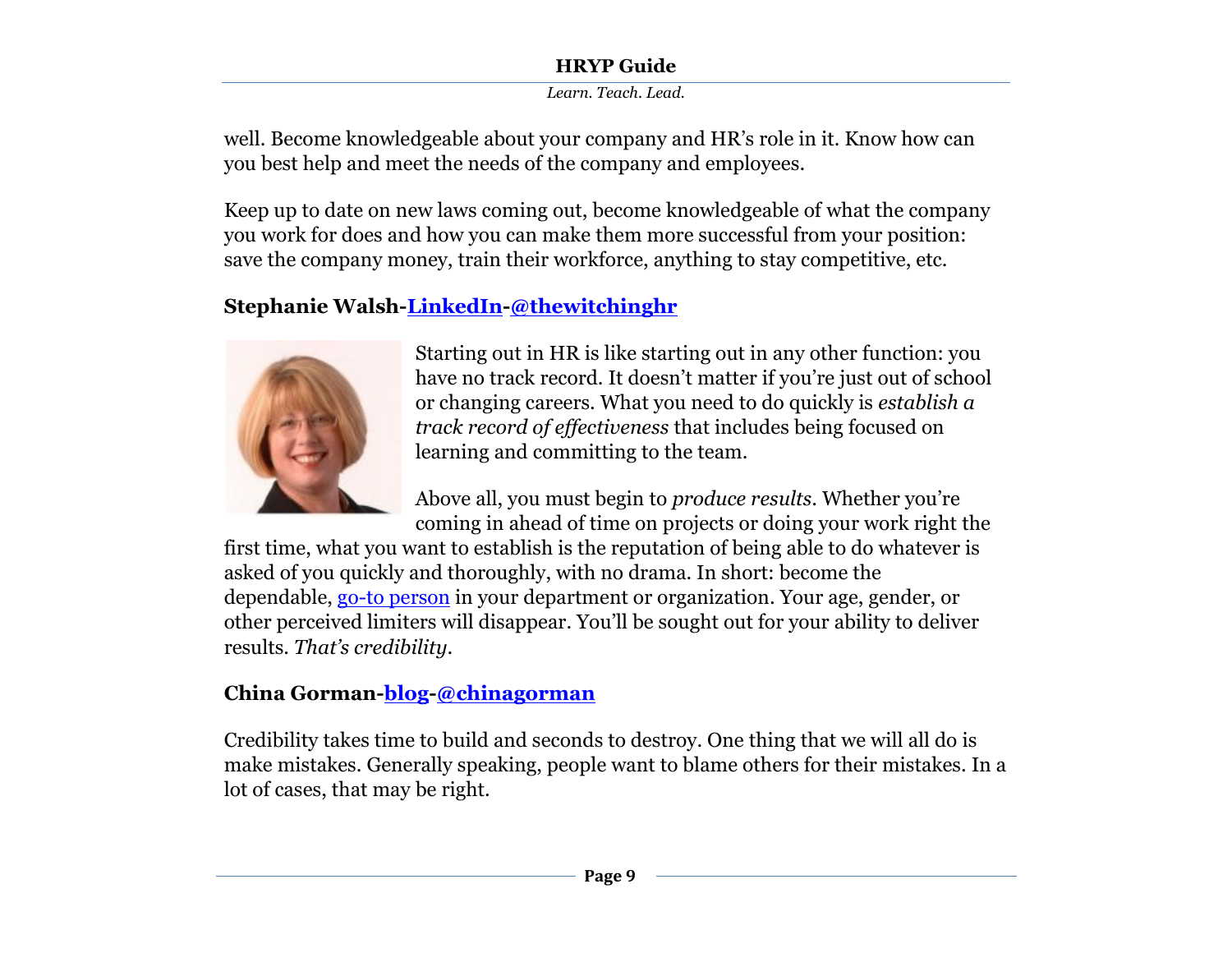well. Become knowledgeable about your company and HR's role in it. Know how can you best help and meet the needs of the company and employees.

Keep up to date on new laws coming out, become knowledgeable of what the company you work for does and how you can make them more successful from your position: save the company money, train their workforce, anything to stay competitive, etc.

### Stephanie Walsh-LinkedIn-@thewitchinghr

Starting out in HR is like starting out in any other function: you have no track record. It doesn't matter if you're just out of school or changing careers. What you need to do quickly is *establish a track record of effectiveness* that includes being focused on learning and committing to the team.

Above all, you must begin to *produce results*. Whether you're coming in ahead of time on projects or doing your work right the first time, what you want to establish is the reputation of being able to do whatever is asked of you quickly and thoroughly, with no drama. In short: become the dependable, go-to person in your department or organization. Your age, gender, or other perceived limiters will disappear. You'll be sought out for your ability to deliver results. *That's credibility*.

### China Gorman-blog-@chinagorman

Credibility takes time to build and seconds to destroy. One thing that we will all do is make mistakes. Generally speaking, people want to blame others for their mistakes. In a lot of cases, that may be right.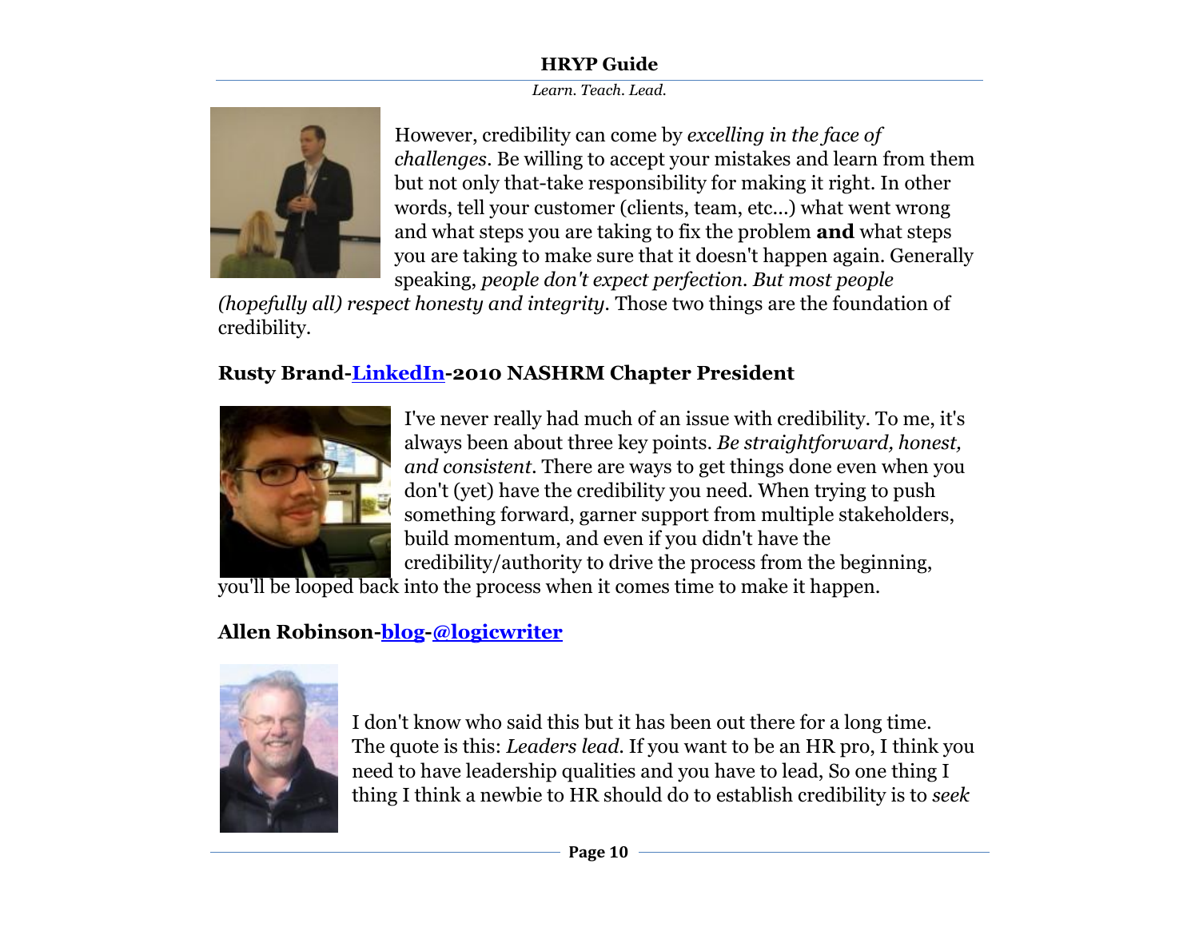However, credibility can come by *excelling in the face of challenges*. Be willing to accept your mistakes and learn from them but not only that-take responsibility for making it right. In other words, tell your customer (clients, team, etc...) what went wrong and what steps you are taking to fix the problem **and** what steps you are taking to make sure that it doesn't happen again. Generally speaking, *people don't expect perfection. But most people (hopefully all) respect honesty and integrity*. Those two things are the foundation of credibility.

**Rusty Brand-[LinkedIn]-2010 NASHRM Chapter President**

I've never really had much of an issue with credibility. To me, it's always been about three key points. *Be straightforward, honest, and consistent*. There are ways to get things done even when you don't (yet) have the credibility you need. When trying to push something forward, garner support from multiple stakeholders, build momentum, and even if you didn't have the credibility/authority to drive the process from the beginning, you'll be looped back into the process when it comes time to make it happen.

**Allen Robinson-[blog]-[@logicwriter]**

I don't know who said this but it has been out there for a long time. The quote is this: *Leaders lead*. If you want to be an HR pro, I think you need to have leadership qualities and you have to lead, So one thing I thing I think a newbie to HR should do to establish credibility is to *seek*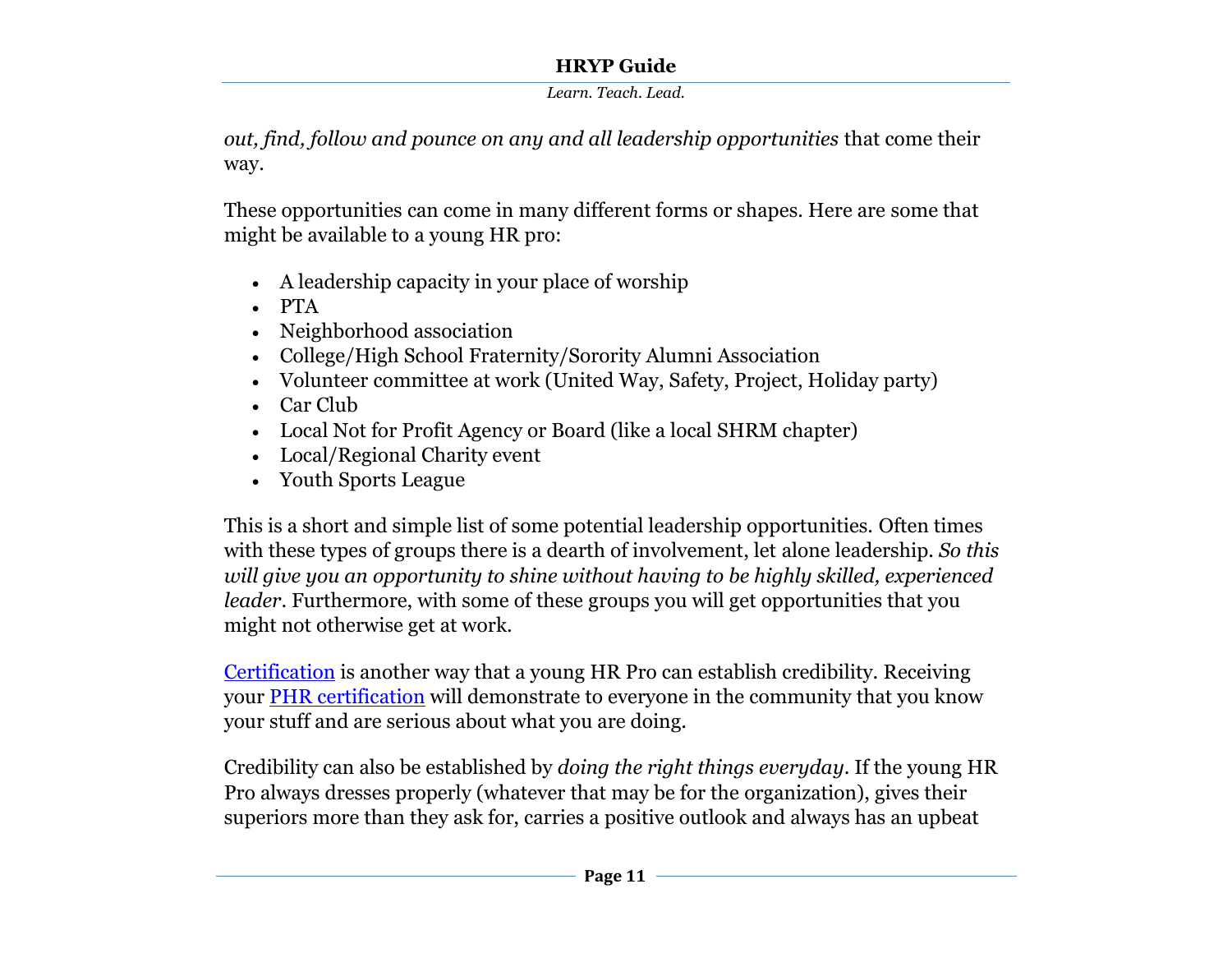*out, find, follow and pounce on any and all leadership opportunities* that come their way.

These opportunities can come in many different forms or shapes. Here are some that might be available to a young HR pro:

- A leadership capacity in your place of worship
- PTA
- Neighborhood association
- College/High School Fraternity/Sorority Alumni Association
- Volunteer committee at work (United Way, Safety, Project, Holiday party)
- Car Club
- Local Not for Profit Agency or Board (like a local SHRM chapter)
- Local/Regional Charity event
- Youth Sports League

This is a short and simple list of some potential leadership opportunities. Often times with these types of groups there is a dearth of involvement, let alone leadership. *So this will give you an opportunity to shine without having to be highly skilled, experienced leader*. Furthermore, with some of these groups you will get opportunities that you might not otherwise get at work.

Certification is another way that a young HR Pro can establish credibility. Receiving your PHR certification will demonstrate to everyone in the community that you know your stuff and are serious about what you are doing.

Credibility can also be established by *doing the right things everyday*. If the young HR Pro always dresses properly (whatever that may be for the organization), gives their superiors more than they ask for, carries a positive outlook and always has an upbeat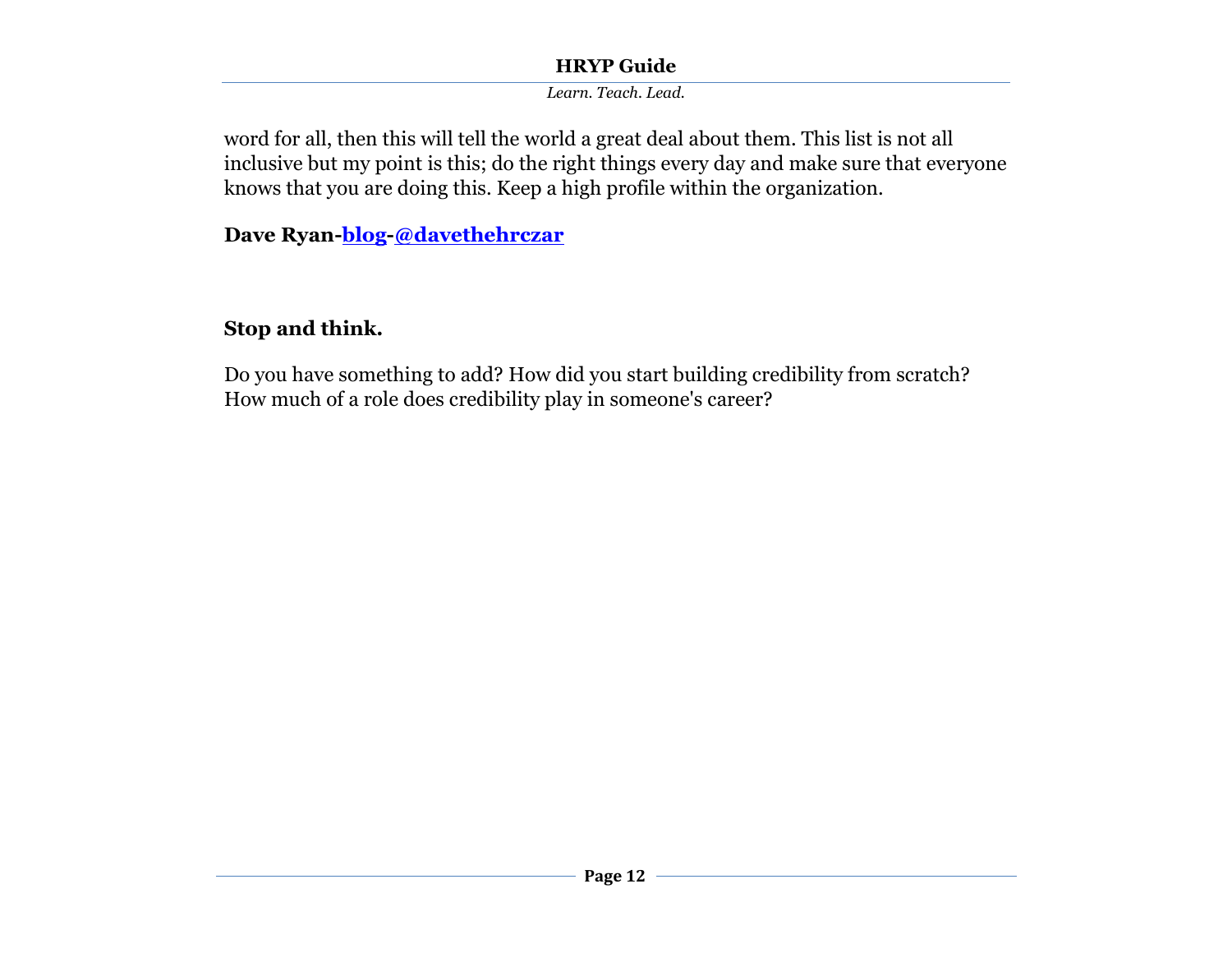word for all, then this will tell the world a great deal about them. This list is not all inclusive but my point is this; do the right things every day and make sure that everyone knows that you are doing this. Keep a high profile within the organization.

**Dave Ryan-blog-@davethehrczar**

### Stop and think.

Do you have something to add? How did you start building credibility from scratch? How much of a role does credibility play in someone's career?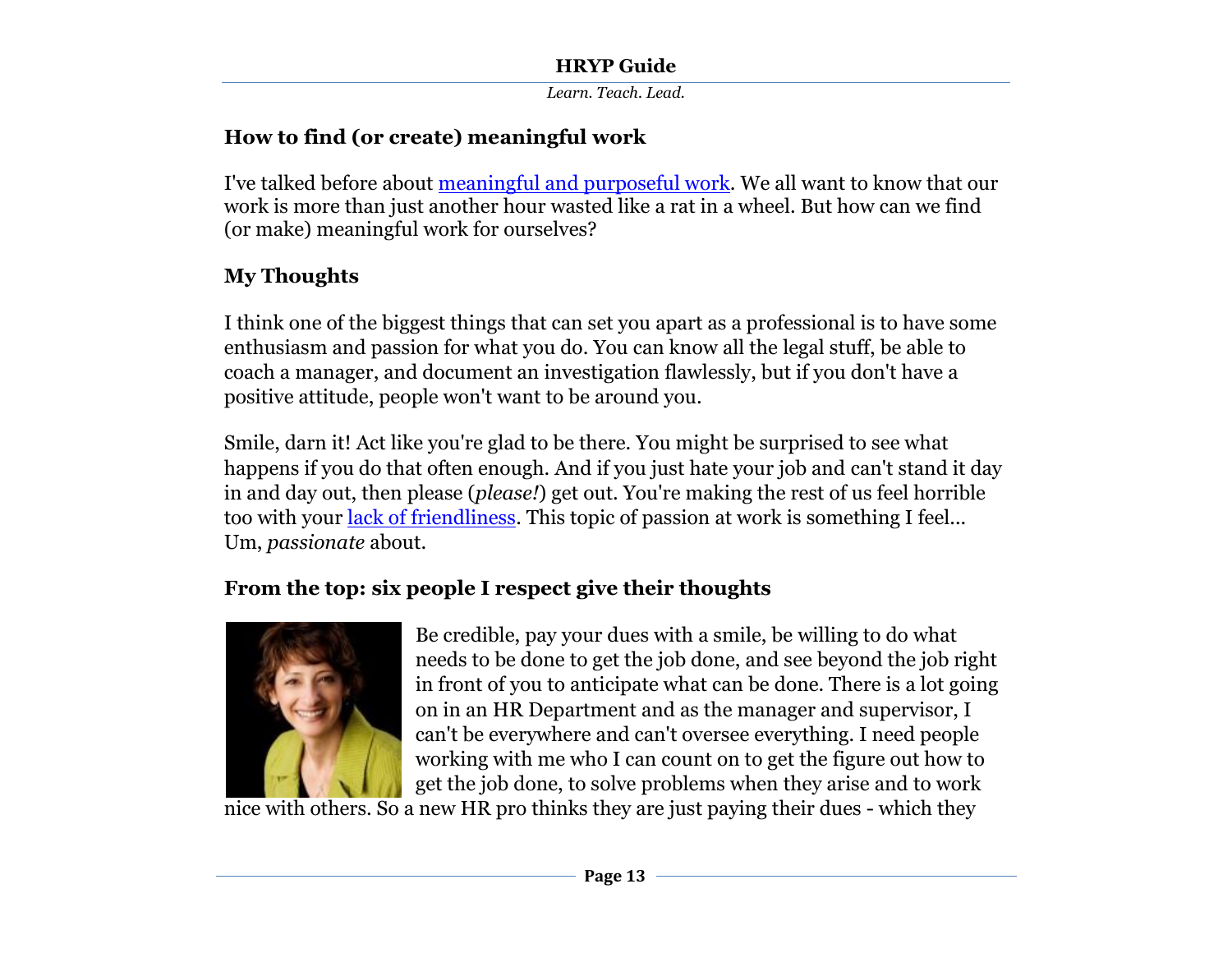## How to find (or create) meaningful work

I've talked before about meaningful and purposeful work. We all want to know that our work is more than just another hour wasted like a rat in a wheel. But how can we find (or make) meaningful work for ourselves?

## My Thoughts

I think one of the biggest things that can set you apart as a professional is to have some enthusiasm and passion for what you do. You can know all the legal stuff, be able to coach a manager, and document an investigation flawlessly, but if you don't have a positive attitude, people won't want to be around you.

Smile, darn it! Act like you're glad to be there. You might be surprised to see what happens if you do that often enough. And if you just hate your job and can't stand it day in and day out, then please (*please!*) get out. You're making the rest of us feel horrible too with your lack of friendliness. This topic of passion at work is something I feel... Um, *passionate* about.

## From the top: six people I respect give their thoughts

Be credible, pay your dues with a smile, be willing to do what needs to be done to get the job done, and see beyond the job right in front of you to anticipate what can be done. There is a lot going on in an HR Department and as the manager and supervisor, I can't be everywhere and can't oversee everything. I need people working with me who I can count on to get the figure out how to get the job done, to solve problems when they arise and to work nice with others. So a new HR pro thinks they are just paying their dues - which they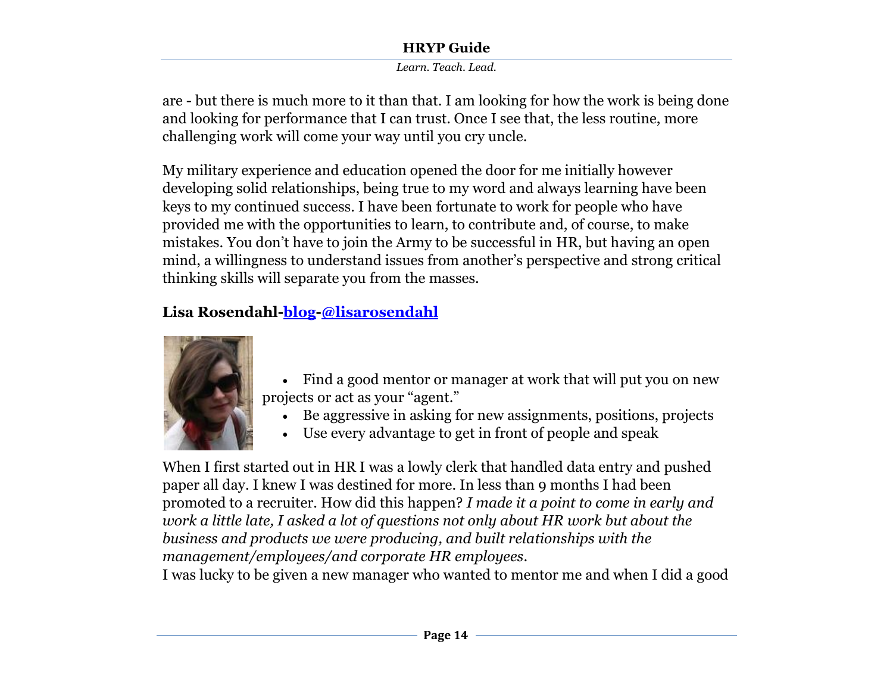are - but there is much more to it than that. I am looking for how the work is being done and looking for performance that I can trust. Once I see that, the less routine, more challenging work will come your way until you cry uncle.

My military experience and education opened the door for me initially however developing solid relationships, being true to my word and always learning have been keys to my continued success. I have been fortunate to work for people who have provided me with the opportunities to learn, to contribute and, of course, to make mistakes. You don't have to join the Army to be successful in HR, but having an open mind, a willingness to understand issues from another's perspective and strong critical thinking skills will separate you from the masses.

**Lisa Rosendahl-blog-@lisarosendahl**

- Find a good mentor or manager at work that will put you on new projects or act as your "agent."
- Be aggressive in asking for new assignments, positions, projects
- Use every advantage to get in front of people and speak

When I first started out in HR I was a lowly clerk that handled data entry and pushed paper all day. I knew I was destined for more. In less than 9 months I had been promoted to a recruiter. How did this happen? *I made it a point to come in early and work a little late, I asked a lot of questions not only about HR work but about the business and products we were producing, and built relationships with the management/employees/and corporate HR employees.*

I was lucky to be given a new manager who wanted to mentor me and when I did a good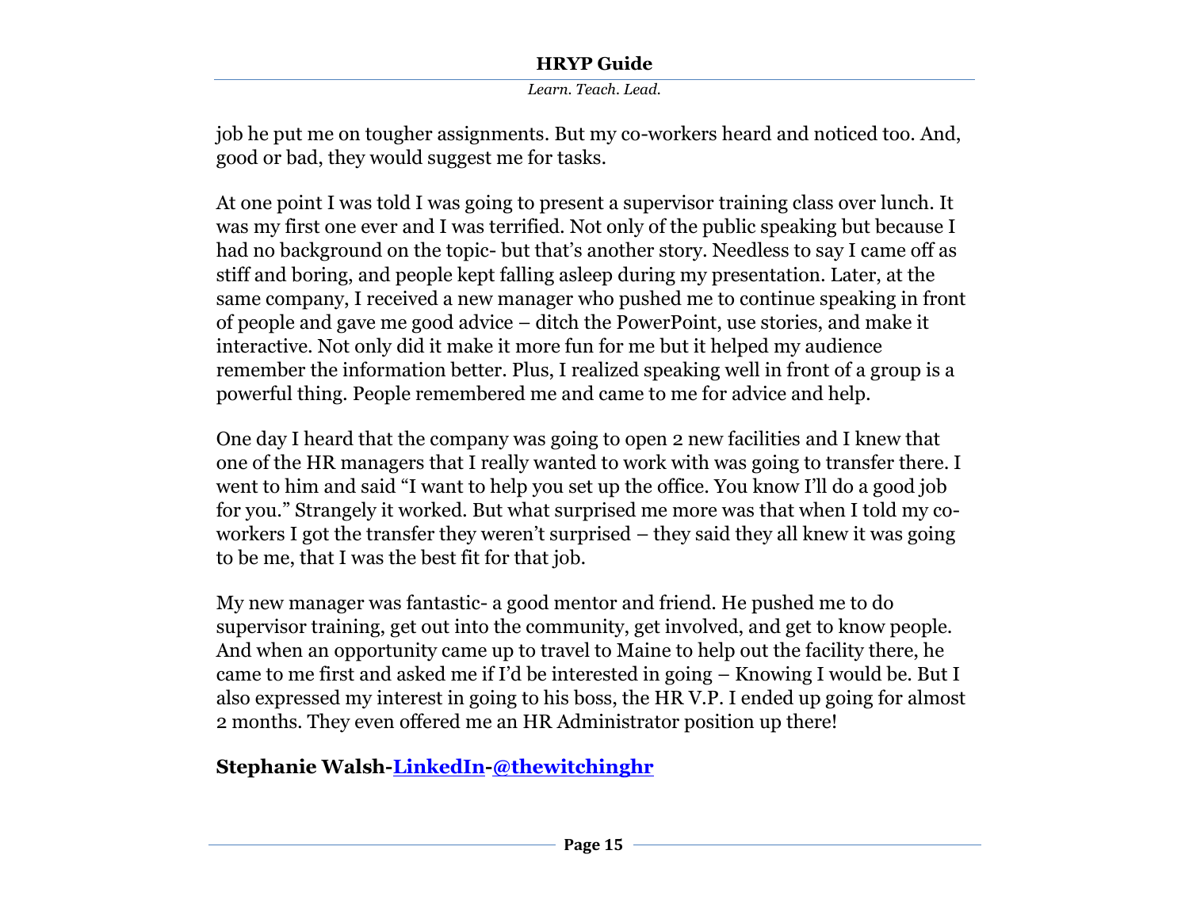job he put me on tougher assignments. But my co-workers heard and noticed too. And, good or bad, they would suggest me for tasks.

At one point I was told I was going to present a supervisor training class over lunch. It was my first one ever and I was terrified. Not only of the public speaking but because I had no background on the topic- but that's another story. Needless to say I came off as stiff and boring, and people kept falling asleep during my presentation. Later, at the same company, I received a new manager who pushed me to continue speaking in front of people and gave me good advice – ditch the PowerPoint, use stories, and make it interactive. Not only did it make it more fun for me but it helped my audience remember the information better. Plus, I realized speaking well in front of a group is a powerful thing. People remembered me and came to me for advice and help.

One day I heard that the company was going to open 2 new facilities and I knew that one of the HR managers that I really wanted to work with was going to transfer there. I went to him and said "I want to help you set up the office. You know I'll do a good job for you." Strangely it worked. But what surprised me more was that when I told my co-workers I got the transfer they weren't surprised – they said they all knew it was going to be me, that I was the best fit for that job.

My new manager was fantastic- a good mentor and friend. He pushed me to do supervisor training, get out into the community, get involved, and get to know people. And when an opportunity came up to travel to Maine to help out the facility there, he came to me first and asked me if I'd be interested in going – Knowing I would be. But I also expressed my interest in going to his boss, the HR V.P. I ended up going for almost 2 months. They even offered me an HR Administrator position up there!

**Stephanie Walsh-LinkedIn-@thewitchinghr**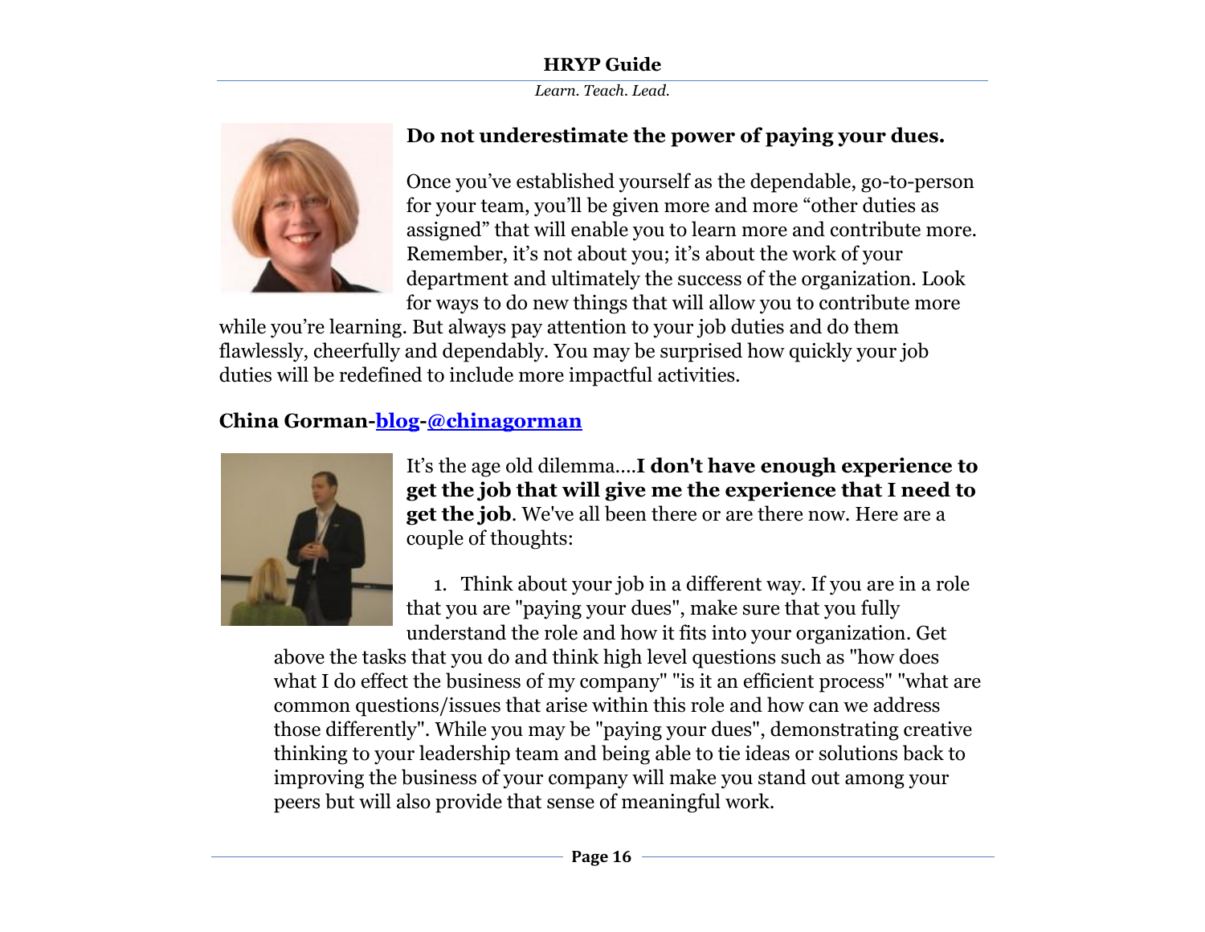**Do not underestimate the power of paying your dues.**

Once you've established yourself as the dependable, go-to-person for your team, you'll be given more and more "other duties as assigned" that will enable you to learn more and contribute more. Remember, it's not about you; it's about the work of your department and ultimately the success of the organization. Look for ways to do new things that will allow you to contribute more while you're learning. But always pay attention to your job duties and do them flawlessly, cheerfully and dependably. You may be surprised how quickly your job duties will be redefined to include more impactful activities.

**China Gorman-[blog]-[@chinagorman]**

It's the age old dilemma….**I don't have enough experience to get the job that will give me the experience that I need to get the job**. We've all been there or are there now. Here are a couple of thoughts:

1. Think about your job in a different way. If you are in a role that you are "paying your dues", make sure that you fully understand the role and how it fits into your organization. Get above the tasks that you do and think high level questions such as "how does what I do effect the business of my company" "is it an efficient process" "what are common questions/issues that arise within this role and how can we address those differently". While you may be "paying your dues", demonstrating creative thinking to your leadership team and being able to tie ideas or solutions back to improving the business of your company will make you stand out among your peers but will also provide that sense of meaningful work.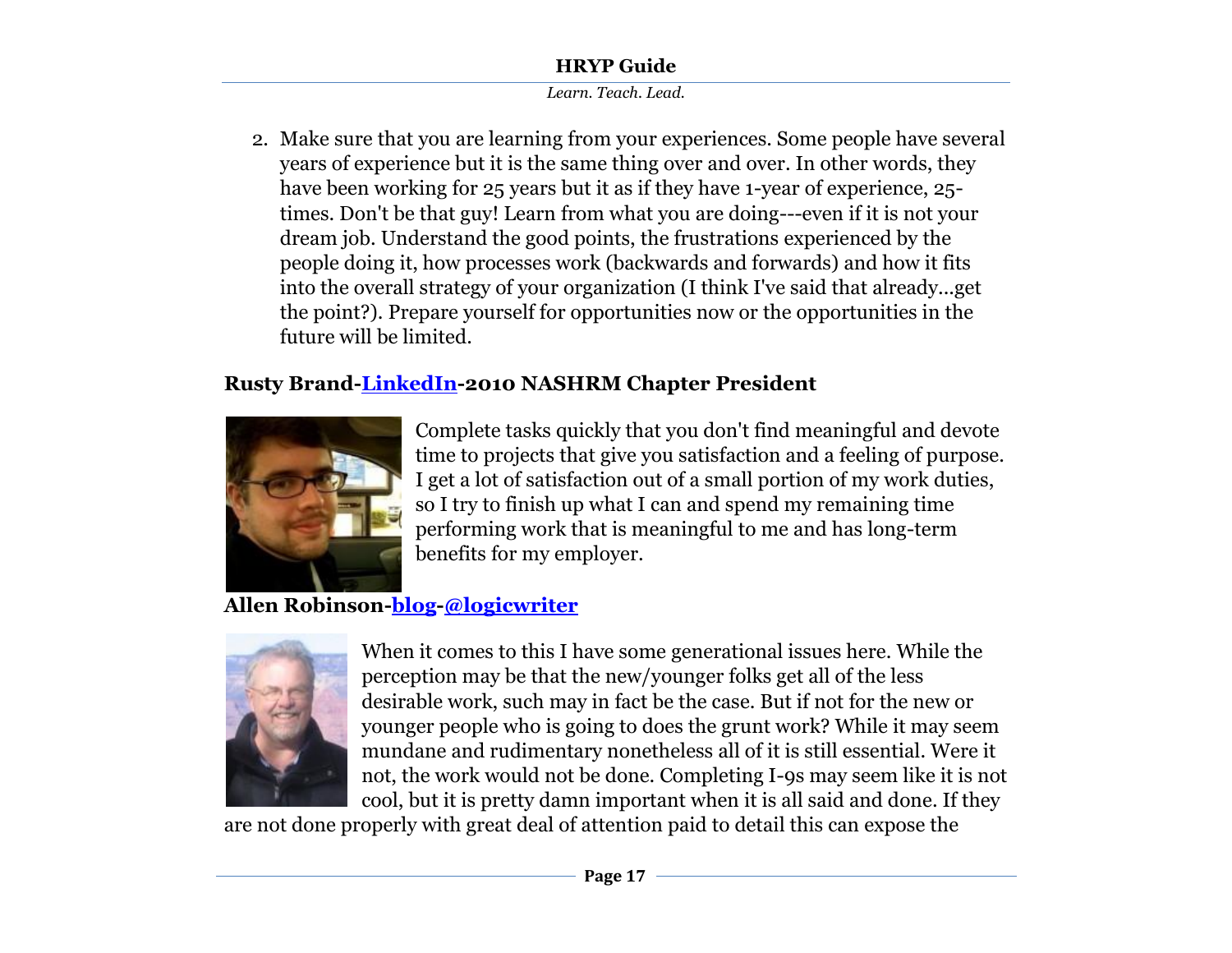2. Make sure that you are learning from your experiences. Some people have several years of experience but it is the same thing over and over. In other words, they have been working for 25 years but it as if they have 1-year of experience, 25-times. Don't be that guy! Learn from what you are doing---even if it is not your dream job. Understand the good points, the frustrations experienced by the people doing it, how processes work (backwards and forwards) and how it fits into the overall strategy of your organization (I think I've said that already...get the point?). Prepare yourself for opportunities now or the opportunities in the future will be limited.

**Rusty Brand-LinkedIn-2010 NASHRM Chapter President**

Complete tasks quickly that you don't find meaningful and devote time to projects that give you satisfaction and a feeling of purpose. I get a lot of satisfaction out of a small portion of my work duties, so I try to finish up what I can and spend my remaining time performing work that is meaningful to me and has long-term benefits for my employer.

**Allen Robinson-blog-@logicwriter**

When it comes to this I have some generational issues here. While the perception may be that the new/younger folks get all of the less desirable work, such may in fact be the case. But if not for the new or younger people who is going to does the grunt work? While it may seem mundane and rudimentary nonetheless all of it is still essential. Were it not, the work would not be done. Completing I-9s may seem like it is not cool, but it is pretty damn important when it is all said and done. If they are not done properly with great deal of attention paid to detail this can expose the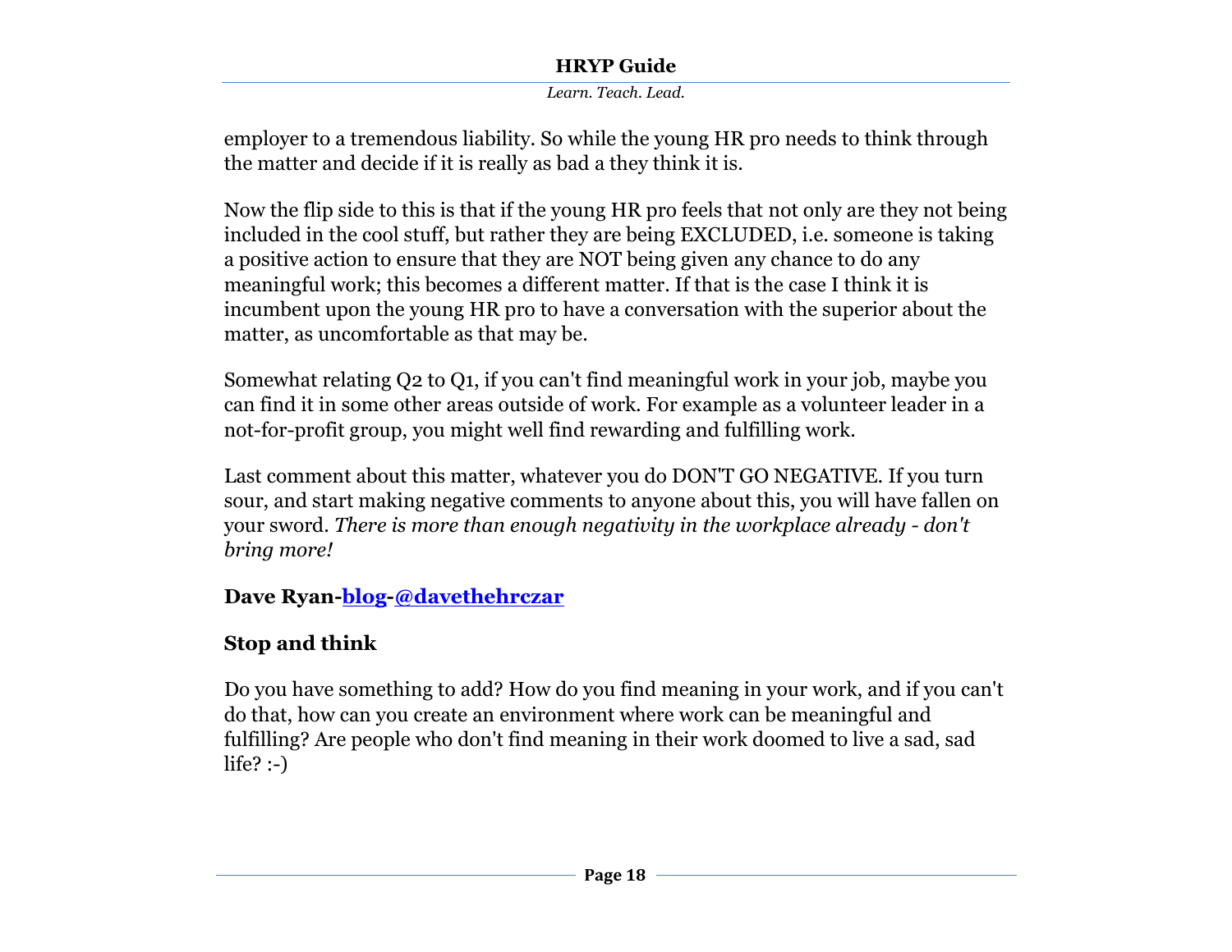employer to a tremendous liability. So while the young HR pro needs to think through the matter and decide if it is really as bad a they think it is.

Now the flip side to this is that if the young HR pro feels that not only are they not being included in the cool stuff, but rather they are being EXCLUDED, i.e. someone is taking a positive action to ensure that they are NOT being given any chance to do any meaningful work; this becomes a different matter. If that is the case I think it is incumbent upon the young HR pro to have a conversation with the superior about the matter, as uncomfortable as that may be.

Somewhat relating Q2 to Q1, if you can't find meaningful work in your job, maybe you can find it in some other areas outside of work. For example as a volunteer leader in a not-for-profit group, you might well find rewarding and fulfilling work.

Last comment about this matter, whatever you do DON'T GO NEGATIVE. If you turn sour, and start making negative comments to anyone about this, you will have fallen on your sword. *There is more than enough negativity in the workplace already - don't bring more!*

**Dave Ryan-blog-@davethehrczar**

**Stop and think**

Do you have something to add? How do you find meaning in your work, and if you can't do that, how can you create an environment where work can be meaningful and fulfilling? Are people who don't find meaning in their work doomed to live a sad, sad life? :-)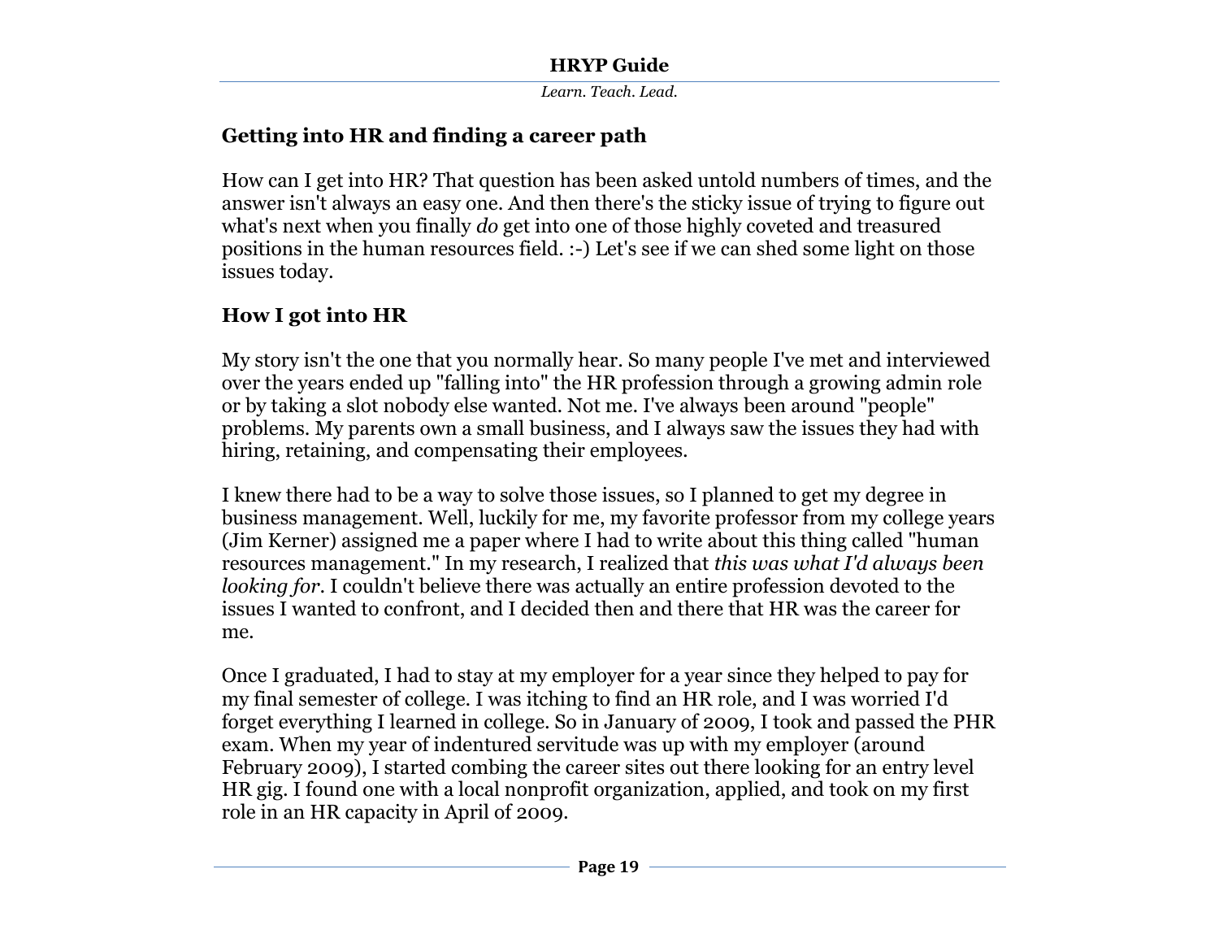## Getting into HR and finding a career path

How can I get into HR? That question has been asked untold numbers of times, and the answer isn't always an easy one. And then there's the sticky issue of trying to figure out what's next when you finally *do* get into one of those highly coveted and treasured positions in the human resources field. :-) Let's see if we can shed some light on those issues today.

## How I got into HR

My story isn't the one that you normally hear. So many people I've met and interviewed over the years ended up "falling into" the HR profession through a growing admin role or by taking a slot nobody else wanted. Not me. I've always been around "people" problems. My parents own a small business, and I always saw the issues they had with hiring, retaining, and compensating their employees.

I knew there had to be a way to solve those issues, so I planned to get my degree in business management. Well, luckily for me, my favorite professor from my college years (Jim Kerner) assigned me a paper where I had to write about this thing called "human resources management." In my research, I realized that *this was what I'd always been looking for*. I couldn't believe there was actually an entire profession devoted to the issues I wanted to confront, and I decided then and there that HR was the career for me.

Once I graduated, I had to stay at my employer for a year since they helped to pay for my final semester of college. I was itching to find an HR role, and I was worried I'd forget everything I learned in college. So in January of 2009, I took and passed the PHR exam. When my year of indentured servitude was up with my employer (around February 2009), I started combing the career sites out there looking for an entry level HR gig. I found one with a local nonprofit organization, applied, and took on my first role in an HR capacity in April of 2009.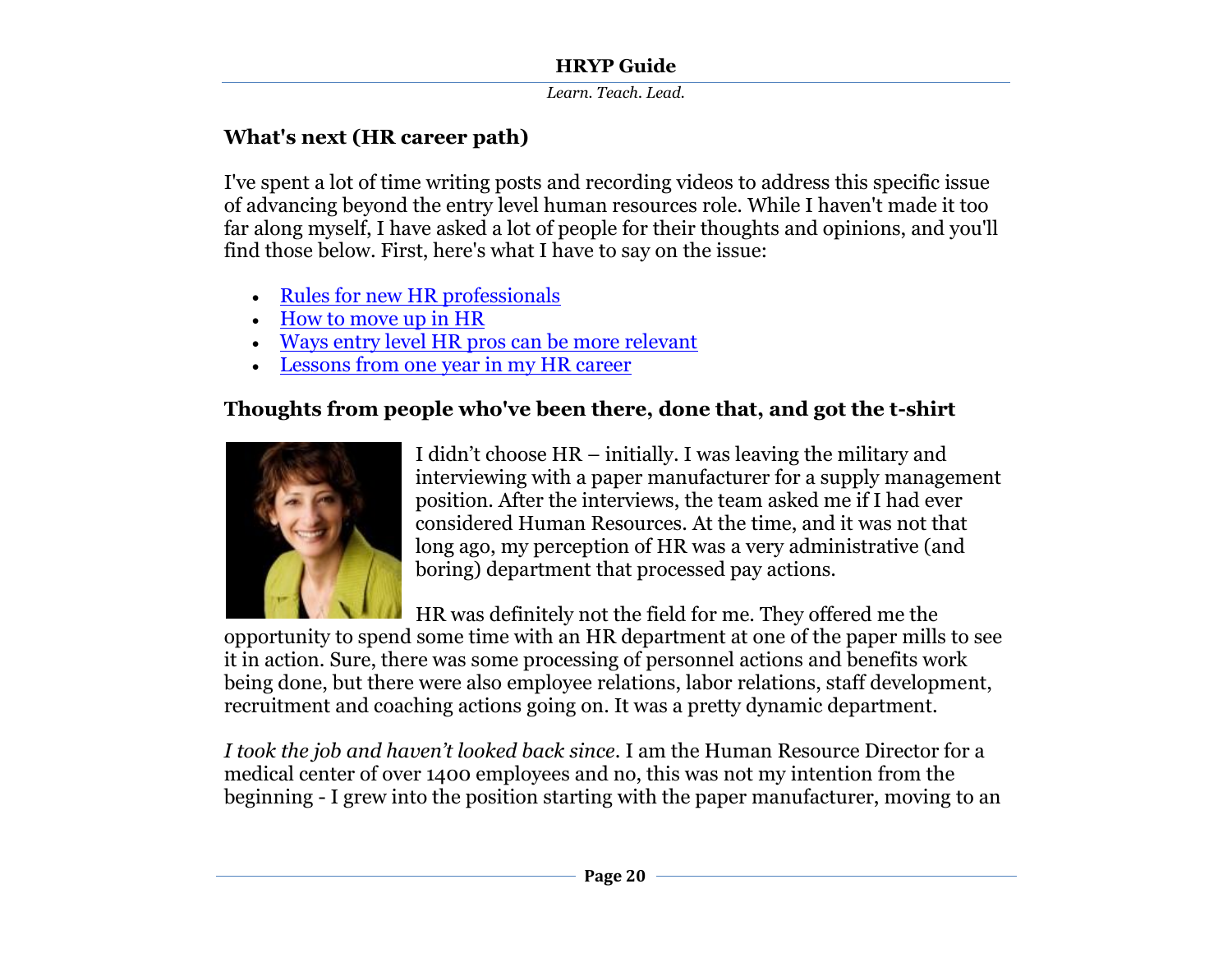## What's next (HR career path)

I've spent a lot of time writing posts and recording videos to address this specific issue of advancing beyond the entry level human resources role. While I haven't made it too far along myself, I have asked a lot of people for their thoughts and opinions, and you'll find those below. First, here's what I have to say on the issue:

- Rules for new HR professionals
- How to move up in HR
- Ways entry level HR pros can be more relevant
- Lessons from one year in my HR career

## Thoughts from people who've been there, done that, and got the t-shirt

I didn't choose HR – initially. I was leaving the military and interviewing with a paper manufacturer for a supply management position. After the interviews, the team asked me if I had ever considered Human Resources. At the time, and it was not that long ago, my perception of HR was a very administrative (and boring) department that processed pay actions.

HR was definitely not the field for me. They offered me the opportunity to spend some time with an HR department at one of the paper mills to see it in action. Sure, there was some processing of personnel actions and benefits work being done, but there were also employee relations, labor relations, staff development, recruitment and coaching actions going on. It was a pretty dynamic department.

*I took the job and haven't looked back since*. I am the Human Resource Director for a medical center of over 1400 employees and no, this was not my intention from the beginning - I grew into the position starting with the paper manufacturer, moving to an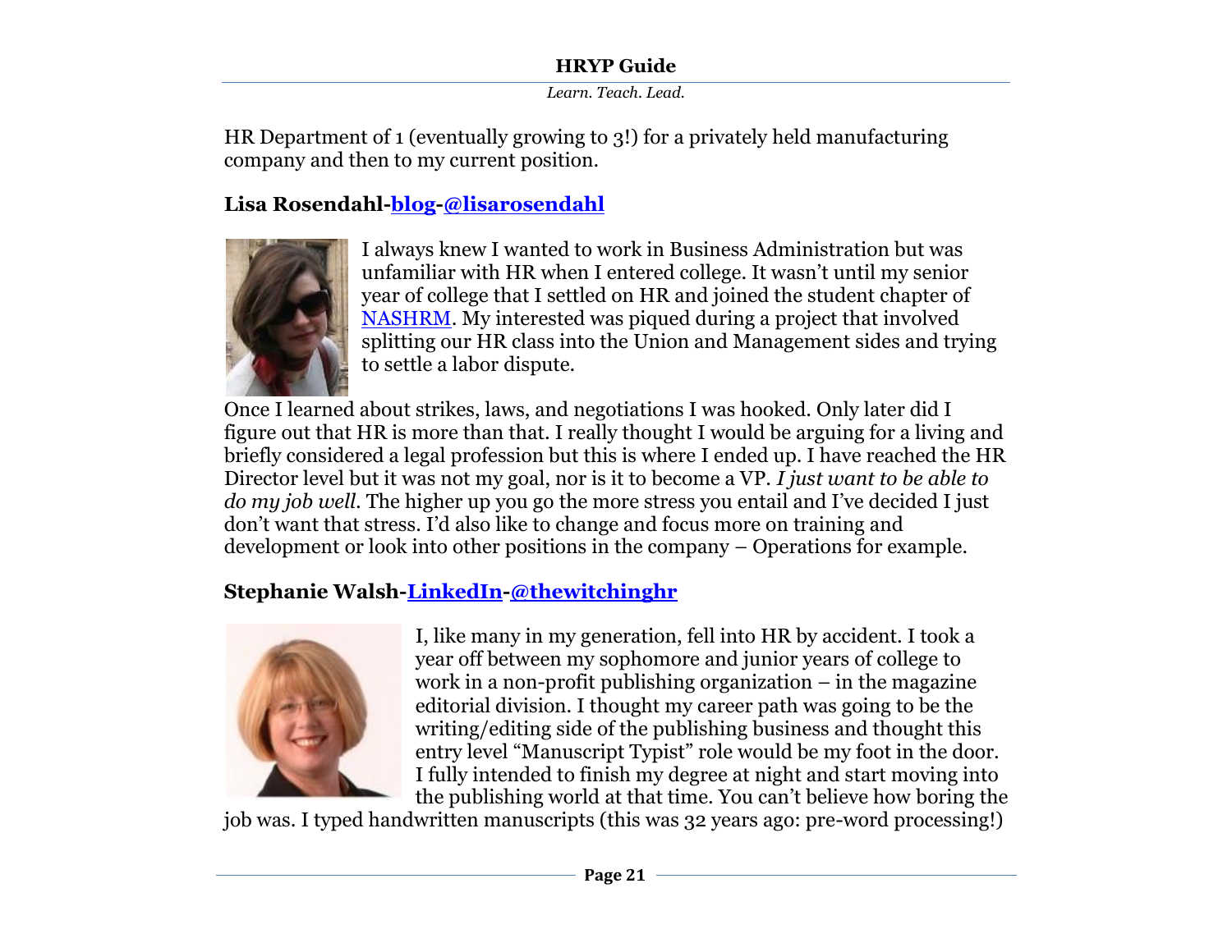HR Department of 1 (eventually growing to 3!) for a privately held manufacturing company and then to my current position.

**Lisa Rosendahl-blog-@lisarosendahl**

I always knew I wanted to work in Business Administration but was unfamiliar with HR when I entered college. It wasn't until my senior year of college that I settled on HR and joined the student chapter of NASHRM. My interested was piqued during a project that involved splitting our HR class into the Union and Management sides and trying to settle a labor dispute.

Once I learned about strikes, laws, and negotiations I was hooked. Only later did I figure out that HR is more than that. I really thought I would be arguing for a living and briefly considered a legal profession but this is where I ended up. I have reached the HR Director level but it was not my goal, nor is it to become a VP. *I just want to be able to do my job well.* The higher up you go the more stress you entail and I've decided I just don't want that stress. I'd also like to change and focus more on training and development or look into other positions in the company – Operations for example.

**Stephanie Walsh-LinkedIn-@thewitchinghr**

I, like many in my generation, fell into HR by accident. I took a year off between my sophomore and junior years of college to work in a non-profit publishing organization – in the magazine editorial division. I thought my career path was going to be the writing/editing side of the publishing business and thought this entry level "Manuscript Typist" role would be my foot in the door. I fully intended to finish my degree at night and start moving into the publishing world at that time. You can't believe how boring the job was. I typed handwritten manuscripts (this was 32 years ago: pre-word processing!)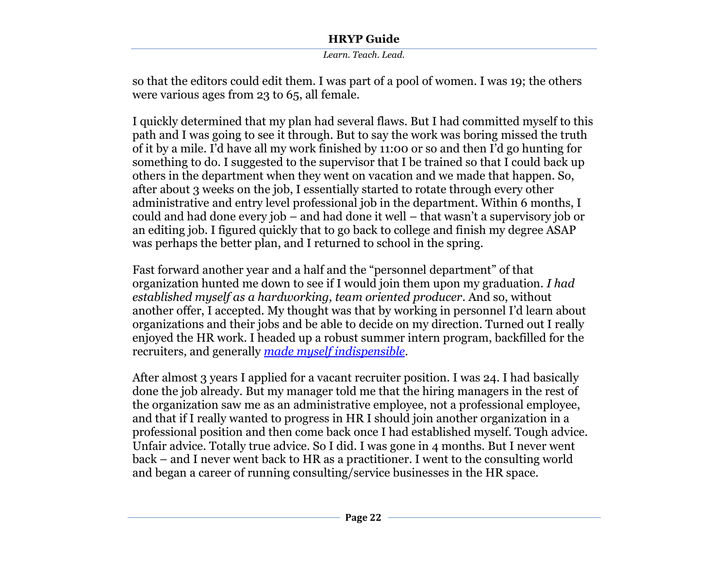so that the editors could edit them. I was part of a pool of women. I was 19; the others were various ages from 23 to 65, all female.

I quickly determined that my plan had several flaws. But I had committed myself to this path and I was going to see it through. But to say the work was boring missed the truth of it by a mile. I'd have all my work finished by 11:00 or so and then I'd go hunting for something to do. I suggested to the supervisor that I be trained so that I could back up others in the department when they went on vacation and we made that happen. So, after about 3 weeks on the job, I essentially started to rotate through every other administrative and entry level professional job in the department. Within 6 months, I could and had done every job – and had done it well – that wasn't a supervisory job or an editing job. I figured quickly that to go back to college and finish my degree ASAP was perhaps the better plan, and I returned to school in the spring.

Fast forward another year and a half and the "personnel department" of that organization hunted me down to see if I would join them upon my graduation. *I had established myself as a hardworking, team oriented producer*. And so, without another offer, I accepted. My thought was that by working in personnel I'd learn about organizations and their jobs and be able to decide on my direction. Turned out I really enjoyed the HR work. I headed up a robust summer intern program, backfilled for the recruiters, and generally *made myself indispensible*.

After almost 3 years I applied for a vacant recruiter position. I was 24. I had basically done the job already. But my manager told me that the hiring managers in the rest of the organization saw me as an administrative employee, not a professional employee, and that if I really wanted to progress in HR I should join another organization in a professional position and then come back once I had established myself. Tough advice. Unfair advice. Totally true advice. So I did. I was gone in 4 months. But I never went back – and I never went back to HR as a practitioner. I went to the consulting world and began a career of running consulting/service businesses in the HR space.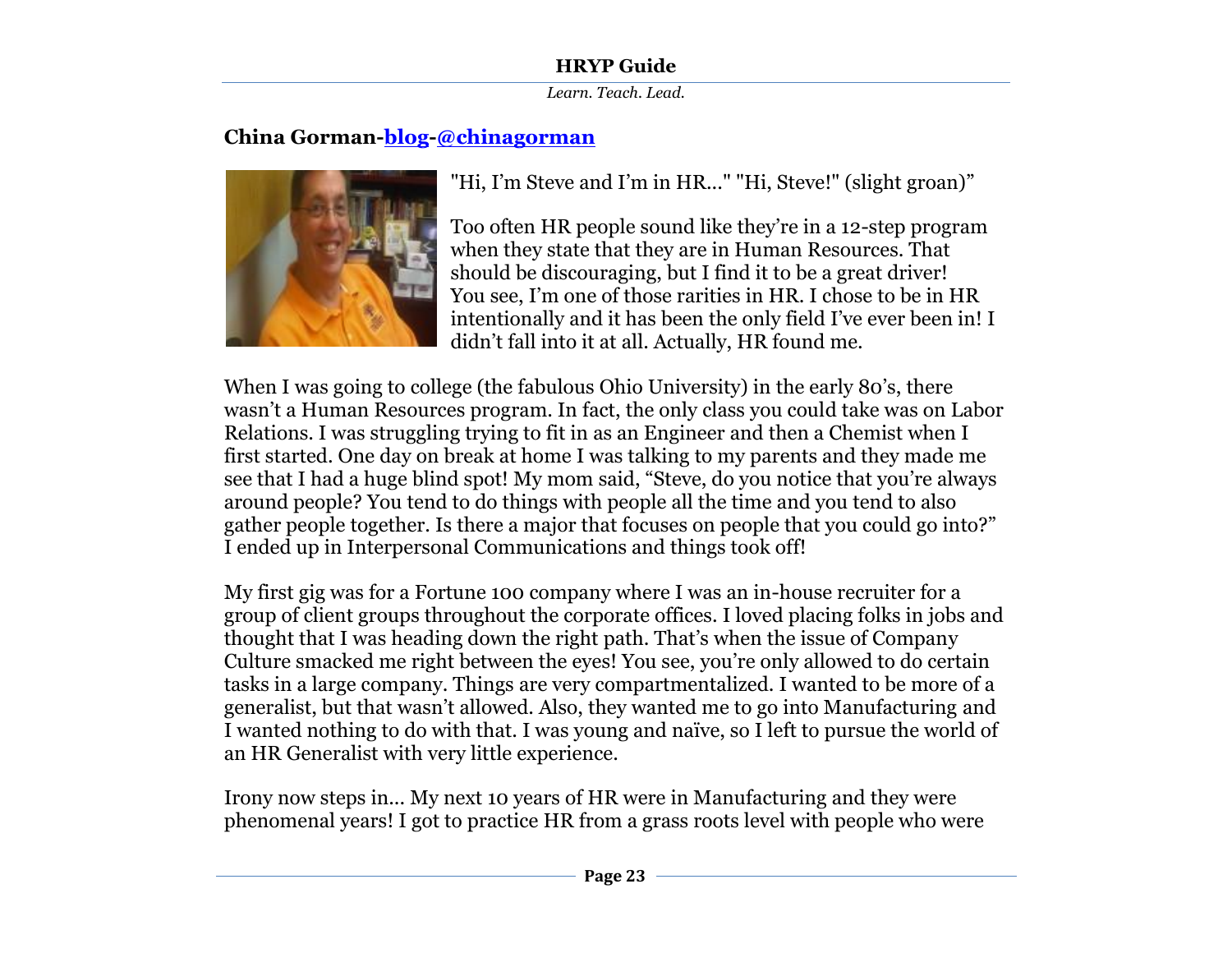### China Gorman-blog-@chinagorman

"Hi, I'm Steve and I'm in HR..." "Hi, Steve!" (slight groan)"

Too often HR people sound like they're in a 12-step program when they state that they are in Human Resources. That should be discouraging, but I find it to be a great driver! You see, I'm one of those rarities in HR. I chose to be in HR intentionally and it has been the only field I've ever been in! I didn't fall into it at all. Actually, HR found me.

When I was going to college (the fabulous Ohio University) in the early 80's, there wasn't a Human Resources program. In fact, the only class you could take was on Labor Relations. I was struggling trying to fit in as an Engineer and then a Chemist when I first started. One day on break at home I was talking to my parents and they made me see that I had a huge blind spot! My mom said, "Steve, do you notice that you're always around people? You tend to do things with people all the time and you tend to also gather people together. Is there a major that focuses on people that you could go into?" I ended up in Interpersonal Communications and things took off!

My first gig was for a Fortune 100 company where I was an in-house recruiter for a group of client groups throughout the corporate offices. I loved placing folks in jobs and thought that I was heading down the right path. That's when the issue of Company Culture smacked me right between the eyes! You see, you're only allowed to do certain tasks in a large company. Things are very compartmentalized. I wanted to be more of a generalist, but that wasn't allowed. Also, they wanted me to go into Manufacturing and I wanted nothing to do with that. I was young and naïve, so I left to pursue the world of an HR Generalist with very little experience.

Irony now steps in… My next 10 years of HR were in Manufacturing and they were phenomenal years! I got to practice HR from a grass roots level with people who were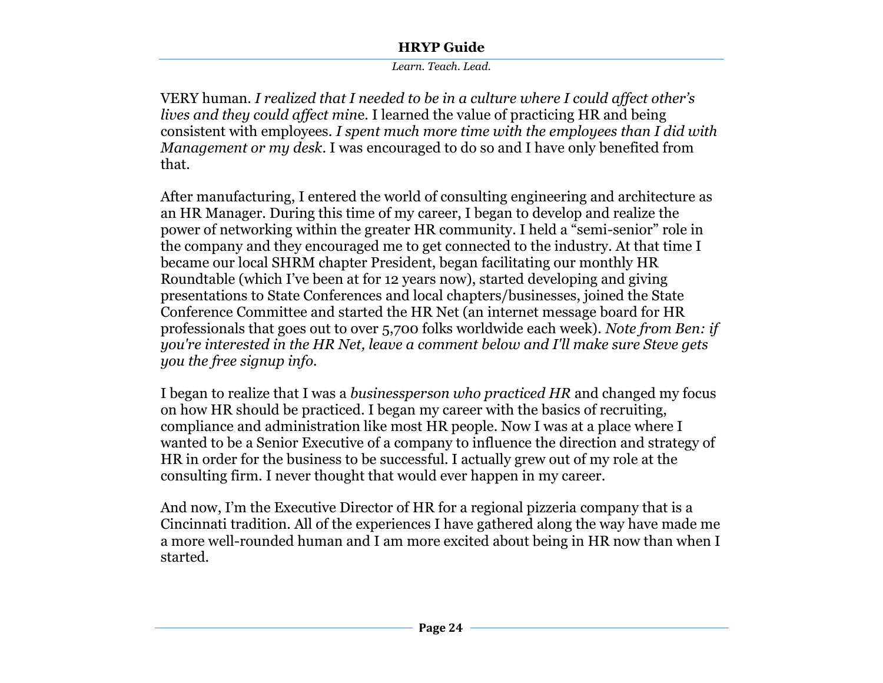VERY human. *I realized that I needed to be in a culture where I could affect other's lives and they could affect mine*. I learned the value of practicing HR and being consistent with employees. *I spent much more time with the employees than I did with Management or my desk*. I was encouraged to do so and I have only benefited from that.

After manufacturing, I entered the world of consulting engineering and architecture as an HR Manager. During this time of my career, I began to develop and realize the power of networking within the greater HR community. I held a "semi-senior" role in the company and they encouraged me to get connected to the industry. At that time I became our local SHRM chapter President, began facilitating our monthly HR Roundtable (which I've been at for 12 years now), started developing and giving presentations to State Conferences and local chapters/businesses, joined the State Conference Committee and started the HR Net (an internet message board for HR professionals that goes out to over 5,700 folks worldwide each week). *Note from Ben: if you're interested in the HR Net, leave a comment below and I'll make sure Steve gets you the free signup info.*

I began to realize that I was a *businessperson who practiced HR* and changed my focus on how HR should be practiced. I began my career with the basics of recruiting, compliance and administration like most HR people. Now I was at a place where I wanted to be a Senior Executive of a company to influence the direction and strategy of HR in order for the business to be successful. I actually grew out of my role at the consulting firm. I never thought that would ever happen in my career.

And now, I'm the Executive Director of HR for a regional pizzeria company that is a Cincinnati tradition. All of the experiences I have gathered along the way have made me a more well-rounded human and I am more excited about being in HR now than when I started.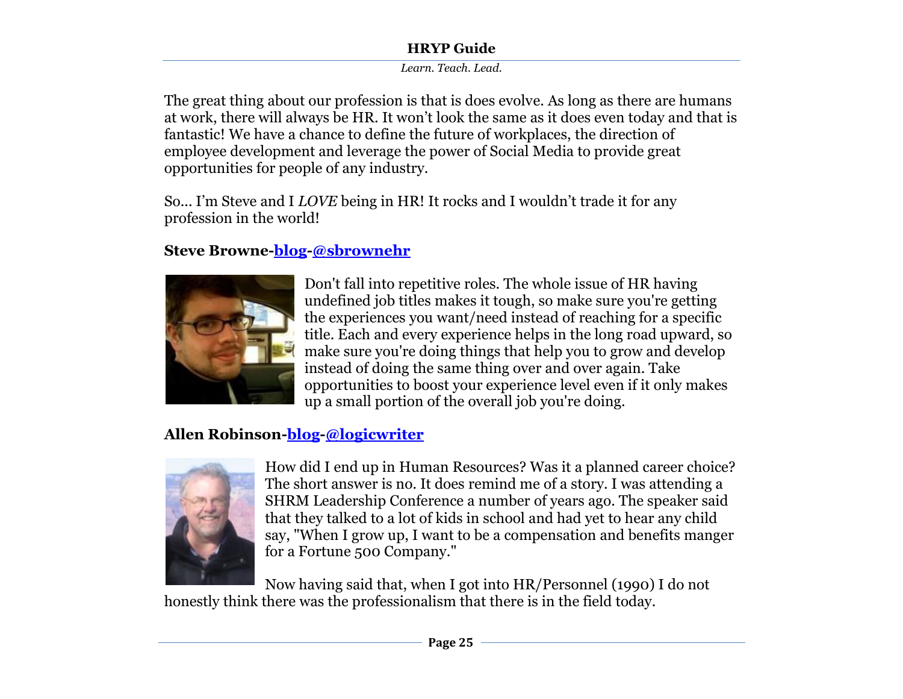The great thing about our profession is that is does evolve. As long as there are humans at work, there will always be HR. It won't look the same as it does even today and that is fantastic! We have a chance to define the future of workplaces, the direction of employee development and leverage the power of Social Media to provide great opportunities for people of any industry.

So… I'm Steve and I *LOVE* being in HR! It rocks and I wouldn't trade it for any profession in the world!

**Steve Browne-blog-@sbrownehr**

Don't fall into repetitive roles. The whole issue of HR having undefined job titles makes it tough, so make sure you're getting the experiences you want/need instead of reaching for a specific title. Each and every experience helps in the long road upward, so make sure you're doing things that help you to grow and develop instead of doing the same thing over and over again. Take opportunities to boost your experience level even if it only makes up a small portion of the overall job you're doing.

**Allen Robinson-blog-@logicwriter**

How did I end up in Human Resources? Was it a planned career choice? The short answer is no. It does remind me of a story. I was attending a SHRM Leadership Conference a number of years ago. The speaker said that they talked to a lot of kids in school and had yet to hear any child say, "When I grow up, I want to be a compensation and benefits manger for a Fortune 500 Company."

Now having said that, when I got into HR/Personnel (1990) I do not honestly think there was the professionalism that there is in the field today.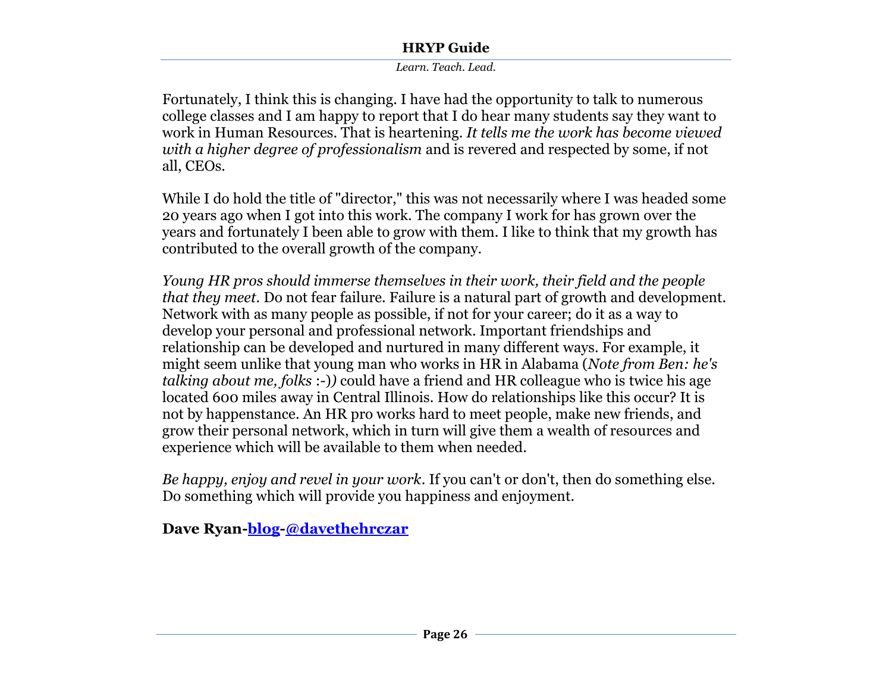Fortunately, I think this is changing. I have had the opportunity to talk to numerous college classes and I am happy to report that I do hear many students say they want to work in Human Resources. That is heartening. *It tells me the work has become viewed with a higher degree of professionalism* and is revered and respected by some, if not all, CEOs.

While I do hold the title of "director," this was not necessarily where I was headed some 20 years ago when I got into this work. The company I work for has grown over the years and fortunately I been able to grow with them. I like to think that my growth has contributed to the overall growth of the company.

*Young HR pros should immerse themselves in their work, their field and the people that they meet*. Do not fear failure. Failure is a natural part of growth and development. Network with as many people as possible, if not for your career; do it as a way to develop your personal and professional network. Important friendships and relationship can be developed and nurtured in many different ways. For example, it might seem unlike that young man who works in HR in Alabama (*Note from Ben: he's talking about me, folks* :-)) could have a friend and HR colleague who is twice his age located 600 miles away in Central Illinois. How do relationships like this occur? It is not by happenstance. An HR pro works hard to meet people, make new friends, and grow their personal network, which in turn will give them a wealth of resources and experience which will be available to them when needed.

*Be happy, enjoy and revel in your work*. If you can't or don't, then do something else. Do something which will provide you happiness and enjoyment.

**Dave Ryan-blog-@davethehrczar**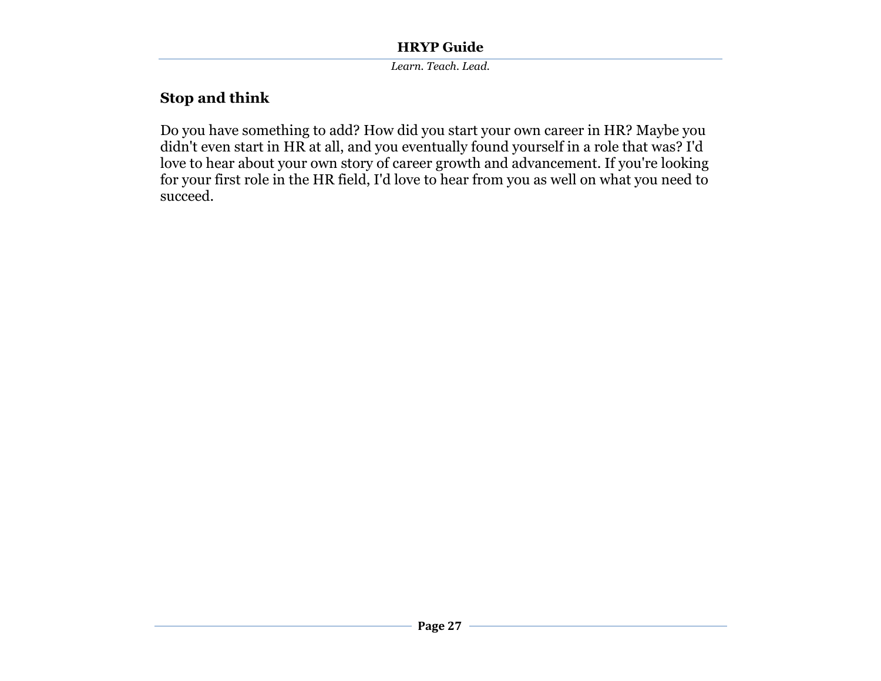### Stop and think

Do you have something to add? How did you start your own career in HR? Maybe you didn't even start in HR at all, and you eventually found yourself in a role that was? I'd love to hear about your own story of career growth and advancement. If you're looking for your first role in the HR field, I'd love to hear from you as well on what you need to succeed.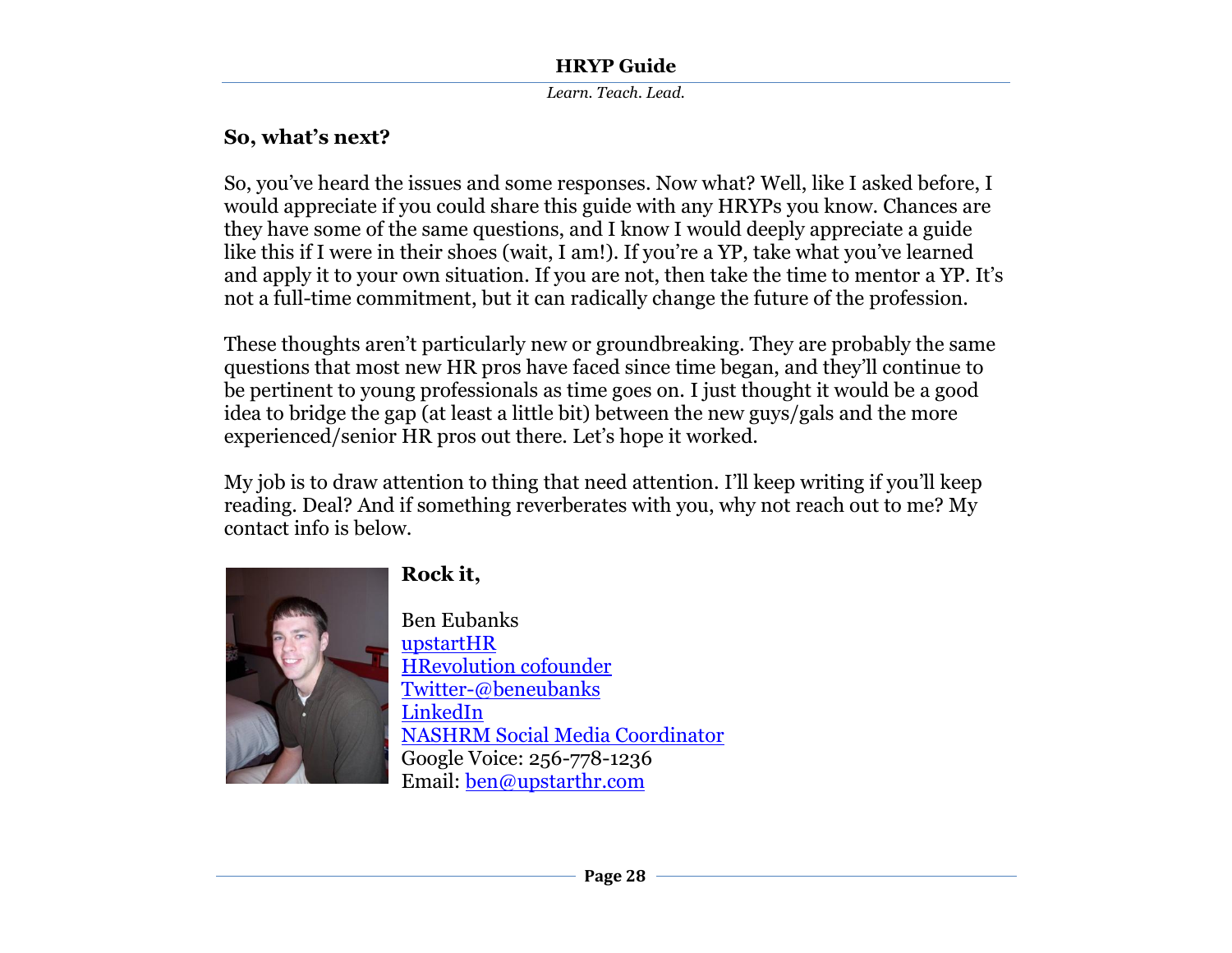## So, what's next?

So, you've heard the issues and some responses. Now what? Well, like I asked before, I would appreciate if you could share this guide with any HRYPs you know. Chances are they have some of the same questions, and I know I would deeply appreciate a guide like this if I were in their shoes (wait, I am!). If you're a YP, take what you've learned and apply it to your own situation. If you are not, then take the time to mentor a YP. It's not a full-time commitment, but it can radically change the future of the profession.

These thoughts aren't particularly new or groundbreaking. They are probably the same questions that most new HR pros have faced since time began, and they'll continue to be pertinent to young professionals as time goes on. I just thought it would be a good idea to bridge the gap (at least a little bit) between the new guys/gals and the more experienced/senior HR pros out there. Let's hope it worked.

My job is to draw attention to thing that need attention. I'll keep writing if you'll keep reading. Deal? And if something reverberates with you, why not reach out to me? My contact info is below.

**Rock it,**

Ben Eubanks
upstartHR
HRevolution cofounder
Twitter-@beneubanks
LinkedIn
NASHRM Social Media Coordinator
Google Voice: 256-778-1236
Email: ben@upstarthr.com